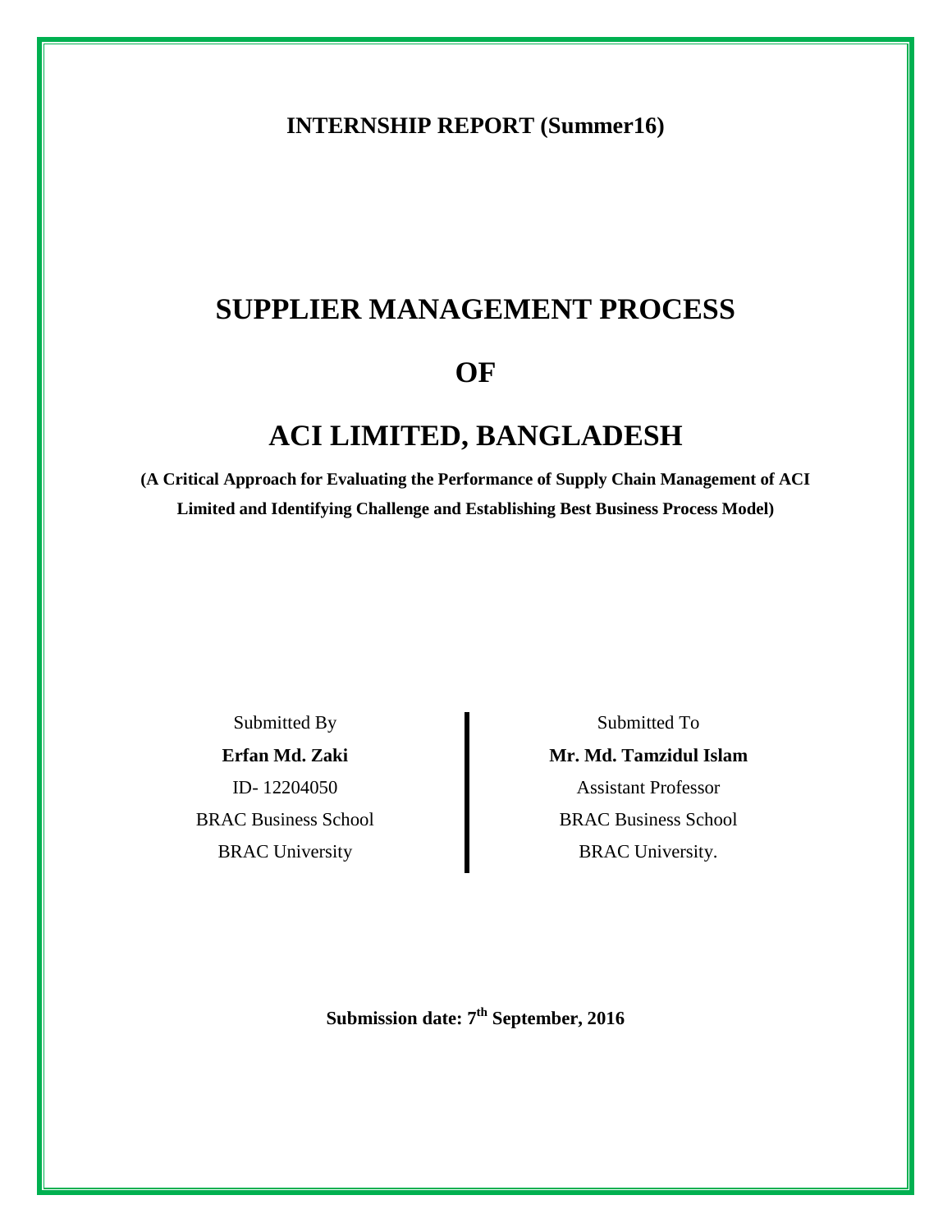**INTERNSHIP REPORT (Summer16)**

# SUPPLIER MANAGEMENT PROCESS

# OF

# ACI LIMITED, BANGLADESH

**(A Critical Approach for Evaluating the Performance of Supply Chain Management of ACI Limited and Identifying Challenge and Establishing Best Business Process Model)**

Submitted By

**Erfan Md. Zaki**

ID- 12204050

BRAC Business School

BRAC University

Submitted To

**Mr. Md. Tamzidul Islam**

Assistant Professor

BRAC Business School

BRAC University.

**Submission date: 7th September, 2016**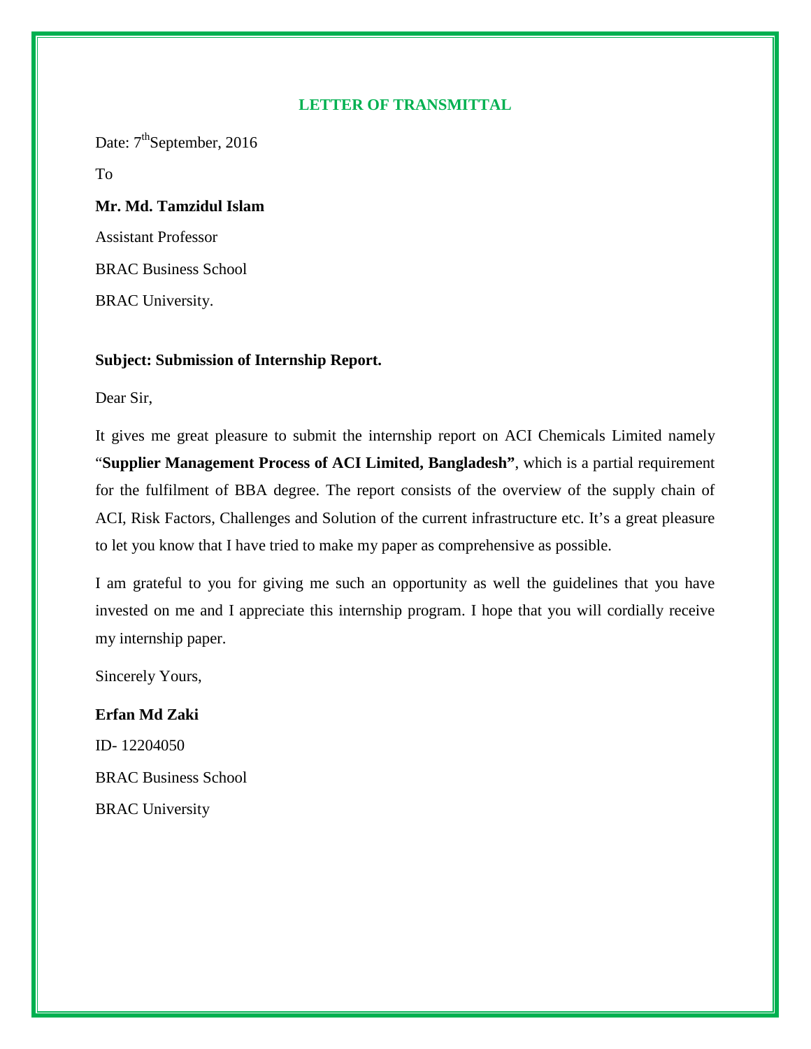## LETTER OF TRANSMITTAL

Date: 7th September, 2016

To

**Mr. Md. Tamzidul Islam**

Assistant Professor

BRAC Business School

BRAC University.

**Subject: Submission of Internship Report.**

Dear Sir,

It gives me great pleasure to submit the internship report on ACI Chemicals Limited namely "**Supplier Management Process of ACI Limited, Bangladesh"**, which is a partial requirement for the fulfilment of BBA degree. The report consists of the overview of the supply chain of ACI, Risk Factors, Challenges and Solution of the current infrastructure etc. It's a great pleasure to let you know that I have tried to make my paper as comprehensive as possible.

I am grateful to you for giving me such an opportunity as well the guidelines that you have invested on me and I appreciate this internship program. I hope that you will cordially receive my internship paper.

Sincerely Yours,

**Erfan Md Zaki**

ID- 12204050

BRAC Business School

BRAC University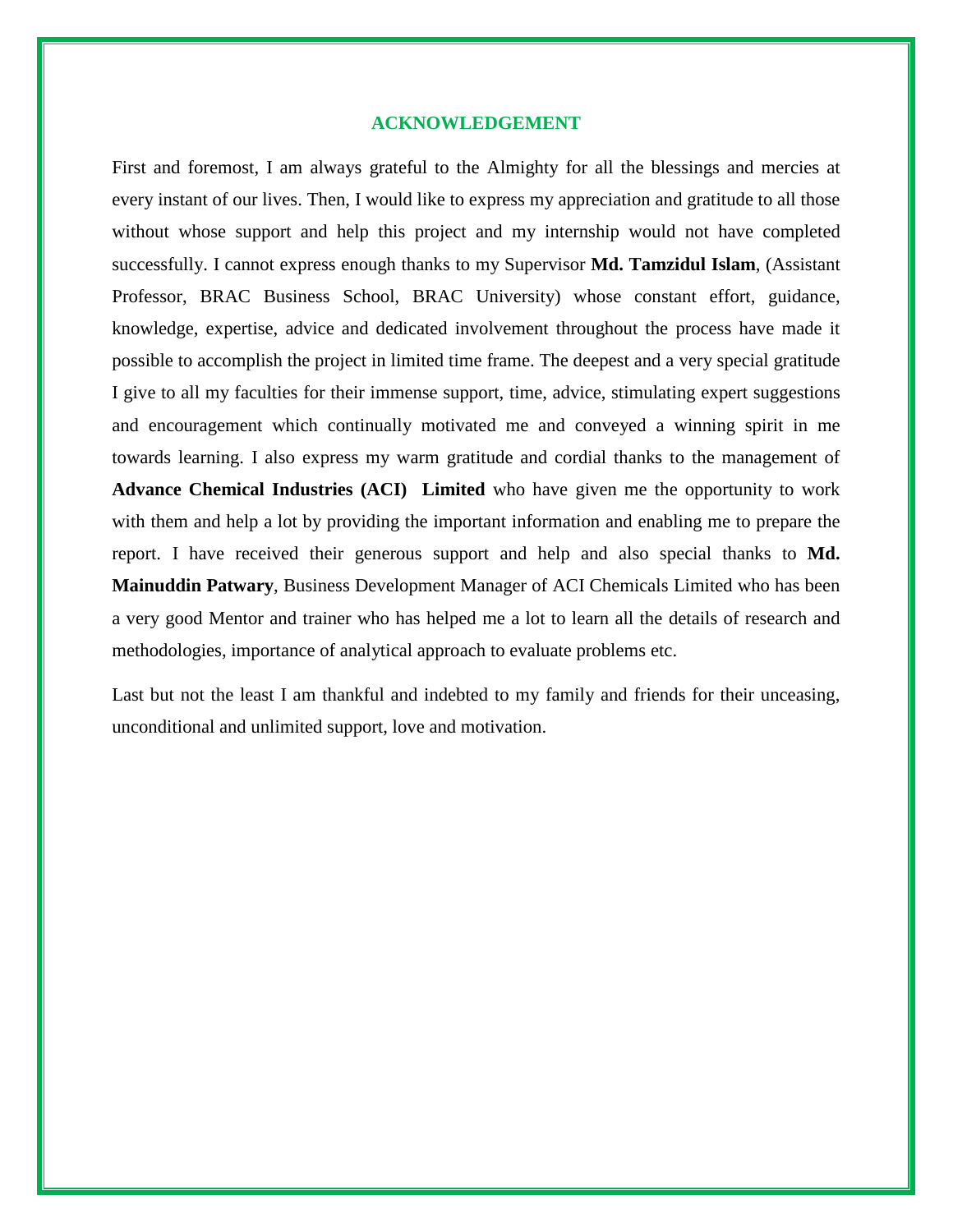# ACKNOWLEDGEMENT

First and foremost, I am always grateful to the Almighty for all the blessings and mercies at every instant of our lives. Then, I would like to express my appreciation and gratitude to all those without whose support and help this project and my internship would not have completed successfully. I cannot express enough thanks to my Supervisor **Md. Tamzidul Islam**, (Assistant Professor, BRAC Business School, BRAC University) whose constant effort, guidance, knowledge, expertise, advice and dedicated involvement throughout the process have made it possible to accomplish the project in limited time frame. The deepest and a very special gratitude I give to all my faculties for their immense support, time, advice, stimulating expert suggestions and encouragement which continually motivated me and conveyed a winning spirit in me towards learning. I also express my warm gratitude and cordial thanks to the management of **Advance Chemical Industries (ACI) Limited** who have given me the opportunity to work with them and help a lot by providing the important information and enabling me to prepare the report. I have received their generous support and help and also special thanks to **Md. Mainuddin Patwary**, Business Development Manager of ACI Chemicals Limited who has been a very good Mentor and trainer who has helped me a lot to learn all the details of research and methodologies, importance of analytical approach to evaluate problems etc.

Last but not the least I am thankful and indebted to my family and friends for their unceasing, unconditional and unlimited support, love and motivation.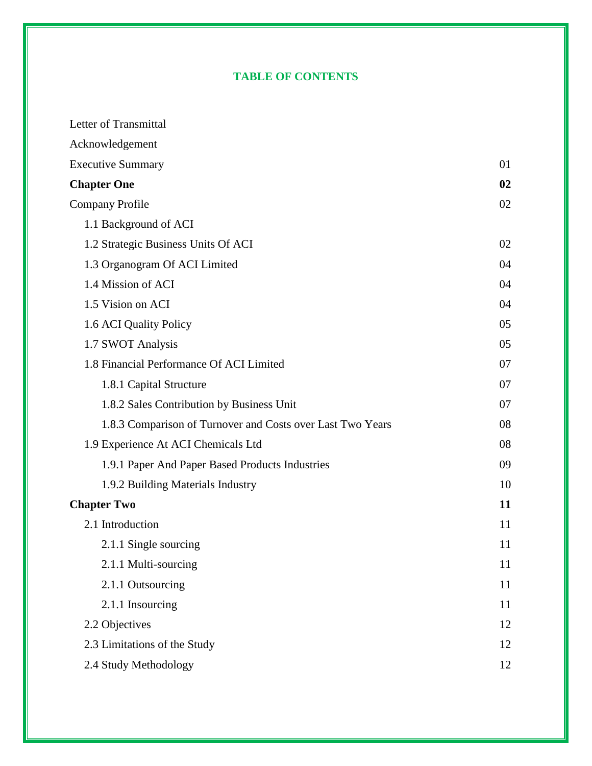# TABLE OF CONTENTS

| | |
|---|---|
| Letter of Transmittal | |
| Acknowledgement | |
| Executive Summary | 01 |
| **Chapter One** | **02** |
| Company Profile | 02 |
| 1.1 Background of ACI | |
| 1.2 Strategic Business Units Of ACI | 02 |
| 1.3 Organogram Of ACI Limited | 04 |
| 1.4 Mission of ACI | 04 |
| 1.5 Vision on ACI | 04 |
| 1.6 ACI Quality Policy | 05 |
| 1.7 SWOT Analysis | 05 |
| 1.8 Financial Performance Of ACI Limited | 07 |
| 1.8.1 Capital Structure | 07 |
| 1.8.2 Sales Contribution by Business Unit | 07 |
| 1.8.3 Comparison of Turnover and Costs over Last Two Years | 08 |
| 1.9 Experience At ACI Chemicals Ltd | 08 |
| 1.9.1 Paper And Paper Based Products Industries | 09 |
| 1.9.2 Building Materials Industry | 10 |
| **Chapter Two** | **11** |
| 2.1 Introduction | 11 |
| 2.1.1 Single sourcing | 11 |
| 2.1.1 Multi-sourcing | 11 |
| 2.1.1 Outsourcing | 11 |
| 2.1.1 Insourcing | 11 |
| 2.2 Objectives | 12 |
| 2.3 Limitations of the Study | 12 |
| 2.4 Study Methodology | 12 |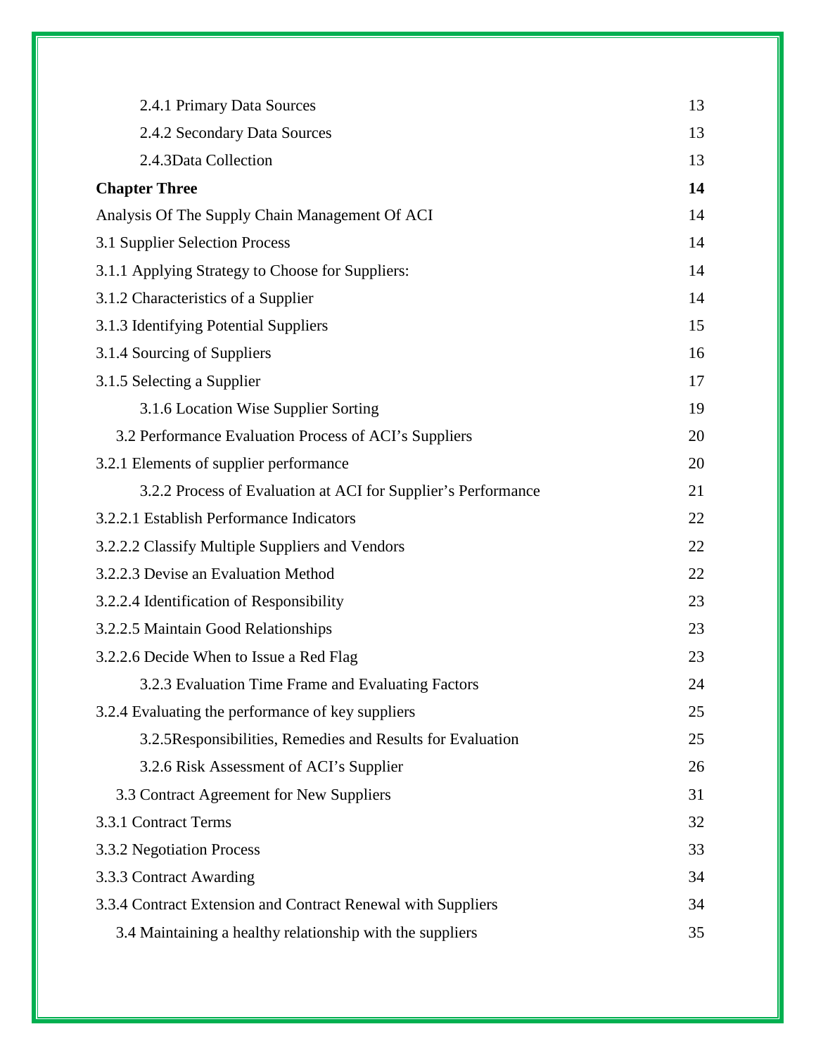| | |
|---|---|
| 2.4.1 Primary Data Sources | 13 |
| 2.4.2 Secondary Data Sources | 13 |
| 2.4.3Data Collection | 13 |
| **Chapter Three** | **14** |
| Analysis Of The Supply Chain Management Of ACI | 14 |
| 3.1 Supplier Selection Process | 14 |
| 3.1.1 Applying Strategy to Choose for Suppliers: | 14 |
| 3.1.2 Characteristics of a Supplier | 14 |
| 3.1.3 Identifying Potential Suppliers | 15 |
| 3.1.4 Sourcing of Suppliers | 16 |
| 3.1.5 Selecting a Supplier | 17 |
| 3.1.6 Location Wise Supplier Sorting | 19 |
| 3.2 Performance Evaluation Process of ACI's Suppliers | 20 |
| 3.2.1 Elements of supplier performance | 20 |
| 3.2.2 Process of Evaluation at ACI for Supplier's Performance | 21 |
| 3.2.2.1 Establish Performance Indicators | 22 |
| 3.2.2.2 Classify Multiple Suppliers and Vendors | 22 |
| 3.2.2.3 Devise an Evaluation Method | 22 |
| 3.2.2.4 Identification of Responsibility | 23 |
| 3.2.2.5 Maintain Good Relationships | 23 |
| 3.2.2.6 Decide When to Issue a Red Flag | 23 |
| 3.2.3 Evaluation Time Frame and Evaluating Factors | 24 |
| 3.2.4 Evaluating the performance of key suppliers | 25 |
| 3.2.5Responsibilities, Remedies and Results for Evaluation | 25 |
| 3.2.6 Risk Assessment of ACI's Supplier | 26 |
| 3.3 Contract Agreement for New Suppliers | 31 |
| 3.3.1 Contract Terms | 32 |
| 3.3.2 Negotiation Process | 33 |
| 3.3.3 Contract Awarding | 34 |
| 3.3.4 Contract Extension and Contract Renewal with Suppliers | 34 |
| 3.4 Maintaining a healthy relationship with the suppliers | 35 |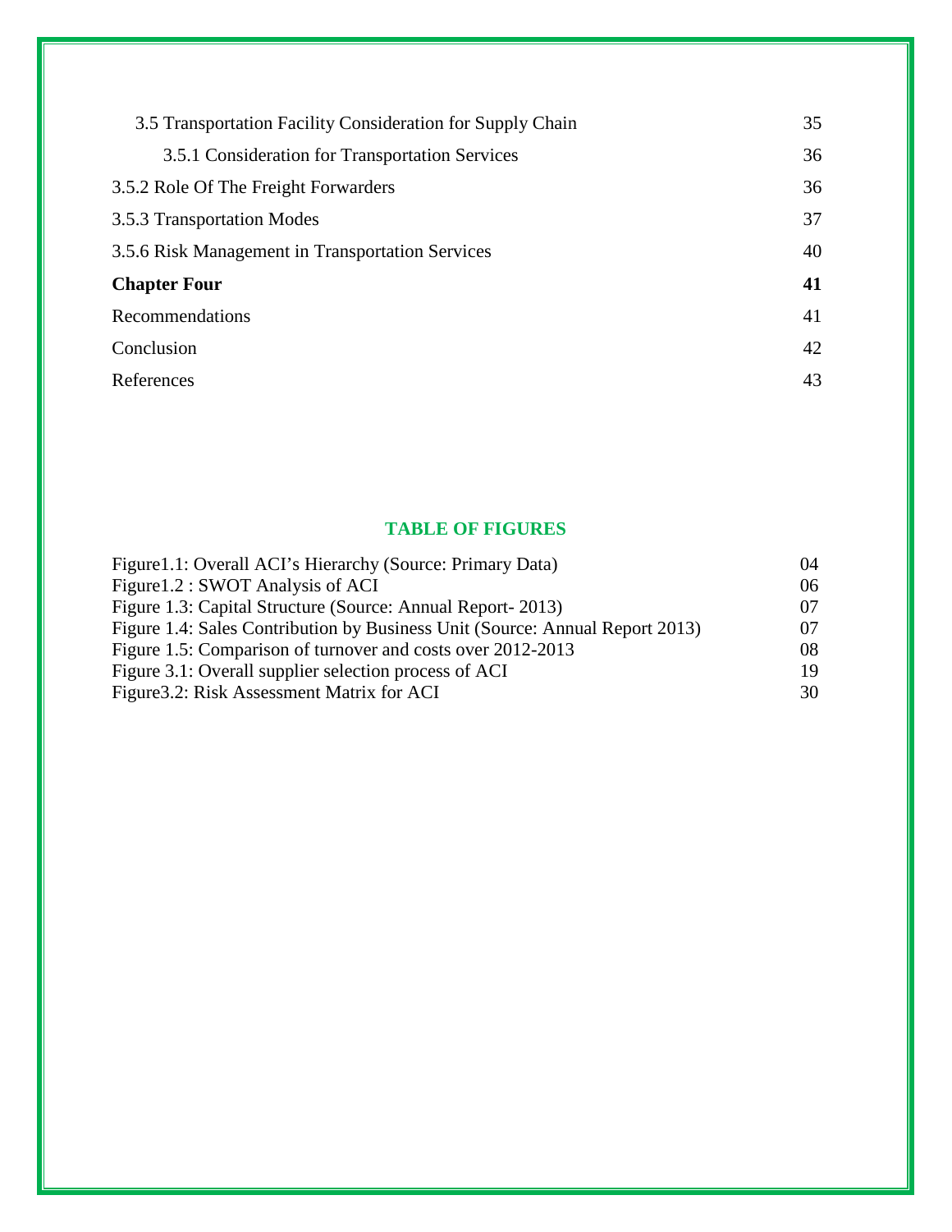| | |
|---|---|
| 3.5 Transportation Facility Consideration for Supply Chain | 35 |
| 3.5.1 Consideration for Transportation Services | 36 |
| 3.5.2 Role Of The Freight Forwarders | 36 |
| 3.5.3 Transportation Modes | 37 |
| 3.5.6 Risk Management in Transportation Services | 40 |
| **Chapter Four** | **41** |
| Recommendations | 41 |
| Conclusion | 42 |
| References | 43 |

## TABLE OF FIGURES

| | |
|---|---|
| Figure1.1: Overall ACI's Hierarchy (Source: Primary Data) | 04 |
| Figure1.2 : SWOT Analysis of ACI | 06 |
| Figure 1.3: Capital Structure (Source: Annual Report- 2013) | 07 |
| Figure 1.4: Sales Contribution by Business Unit (Source: Annual Report 2013) | 07 |
| Figure 1.5: Comparison of turnover and costs over 2012-2013 | 08 |
| Figure 3.1: Overall supplier selection process of ACI | 19 |
| Figure3.2: Risk Assessment Matrix for ACI | 30 |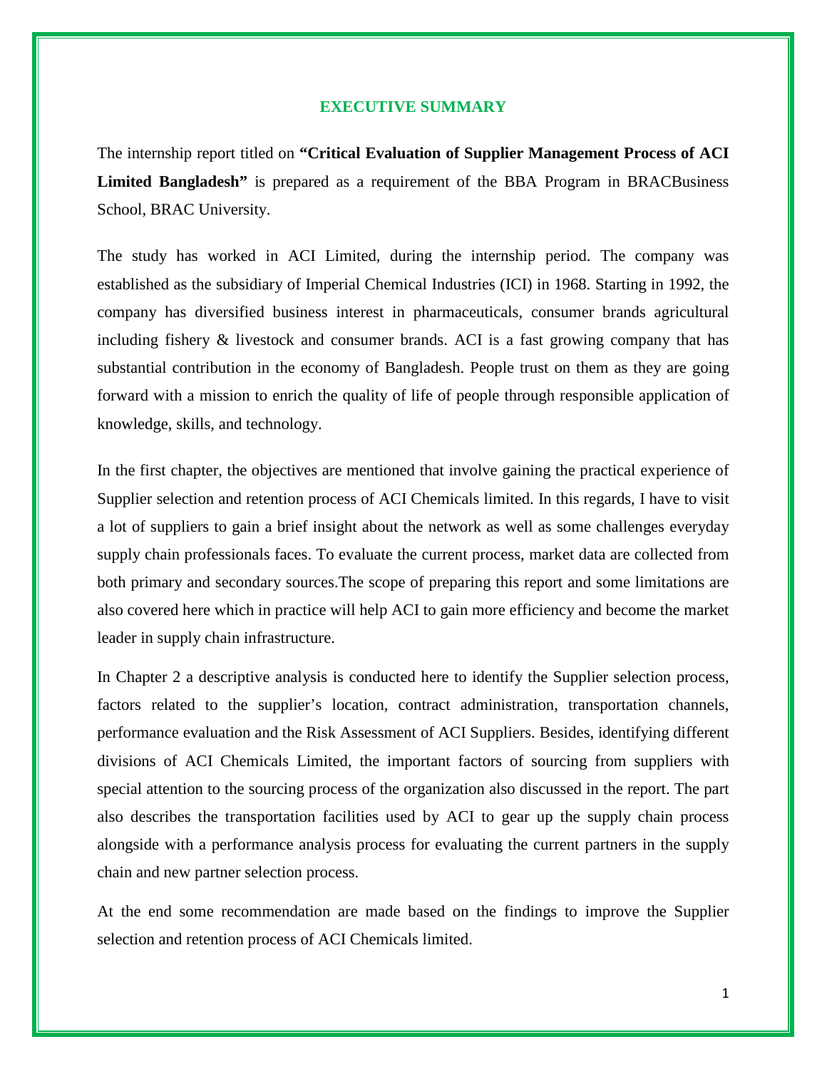# EXECUTIVE SUMMARY

The internship report titled on **"Critical Evaluation of Supplier Management Process of ACI Limited Bangladesh"** is prepared as a requirement of the BBA Program in BRACBusiness School, BRAC University.

The study has worked in ACI Limited, during the internship period. The company was established as the subsidiary of Imperial Chemical Industries (ICI) in 1968. Starting in 1992, the company has diversified business interest in pharmaceuticals, consumer brands agricultural including fishery & livestock and consumer brands. ACI is a fast growing company that has substantial contribution in the economy of Bangladesh. People trust on them as they are going forward with a mission to enrich the quality of life of people through responsible application of knowledge, skills, and technology.

In the first chapter, the objectives are mentioned that involve gaining the practical experience of Supplier selection and retention process of ACI Chemicals limited. In this regards, I have to visit a lot of suppliers to gain a brief insight about the network as well as some challenges everyday supply chain professionals faces. To evaluate the current process, market data are collected from both primary and secondary sources.The scope of preparing this report and some limitations are also covered here which in practice will help ACI to gain more efficiency and become the market leader in supply chain infrastructure.

In Chapter 2 a descriptive analysis is conducted here to identify the Supplier selection process, factors related to the supplier's location, contract administration, transportation channels, performance evaluation and the Risk Assessment of ACI Suppliers. Besides, identifying different divisions of ACI Chemicals Limited, the important factors of sourcing from suppliers with special attention to the sourcing process of the organization also discussed in the report. The part also describes the transportation facilities used by ACI to gear up the supply chain process alongside with a performance analysis process for evaluating the current partners in the supply chain and new partner selection process.

At the end some recommendation are made based on the findings to improve the Supplier selection and retention process of ACI Chemicals limited.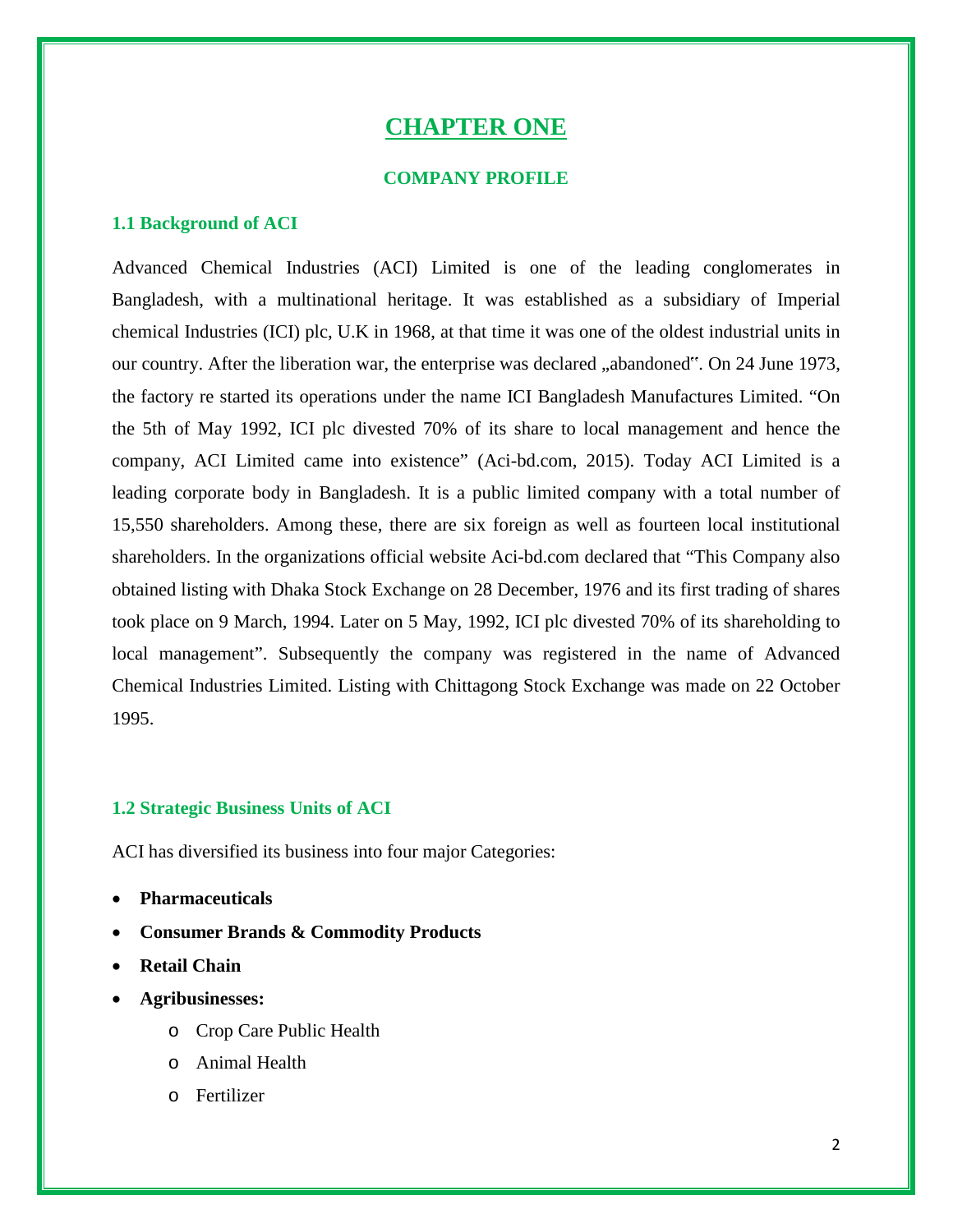# CHAPTER ONE

## COMPANY PROFILE

### 1.1 Background of ACI

Advanced Chemical Industries (ACI) Limited is one of the leading conglomerates in Bangladesh, with a multinational heritage. It was established as a subsidiary of Imperial chemical Industries (ICI) plc, U.K in 1968, at that time it was one of the oldest industrial units in our country. After the liberation war, the enterprise was declared „abandoned". On 24 June 1973, the factory re started its operations under the name ICI Bangladesh Manufactures Limited. "On the 5th of May 1992, ICI plc divested 70% of its share to local management and hence the company, ACI Limited came into existence" (Aci-bd.com, 2015). Today ACI Limited is a leading corporate body in Bangladesh. It is a public limited company with a total number of 15,550 shareholders. Among these, there are six foreign as well as fourteen local institutional shareholders. In the organizations official website Aci-bd.com declared that "This Company also obtained listing with Dhaka Stock Exchange on 28 December, 1976 and its first trading of shares took place on 9 March, 1994. Later on 5 May, 1992, ICI plc divested 70% of its shareholding to local management". Subsequently the company was registered in the name of Advanced Chemical Industries Limited. Listing with Chittagong Stock Exchange was made on 22 October 1995.

### 1.2 Strategic Business Units of ACI

ACI has diversified its business into four major Categories:

- **Pharmaceuticals**
- **Consumer Brands & Commodity Products**
- **Retail Chain**
- **Agribusinesses:**
  - Crop Care Public Health
  - Animal Health
  - Fertilizer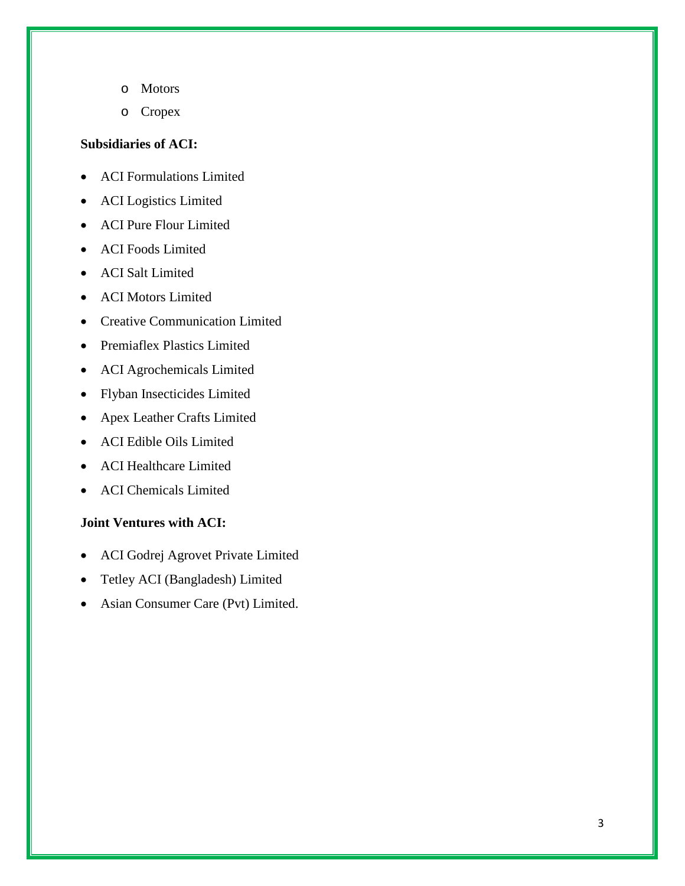- Motors
  - Cropex

**Subsidiaries of ACI:**

- ACI Formulations Limited
- ACI Logistics Limited
- ACI Pure Flour Limited
- ACI Foods Limited
- ACI Salt Limited
- ACI Motors Limited
- Creative Communication Limited
- Premiaflex Plastics Limited
- ACI Agrochemicals Limited
- Flyban Insecticides Limited
- Apex Leather Crafts Limited
- ACI Edible Oils Limited
- ACI Healthcare Limited
- ACI Chemicals Limited

**Joint Ventures with ACI:**

- ACI Godrej Agrovet Private Limited
- Tetley ACI (Bangladesh) Limited
- Asian Consumer Care (Pvt) Limited.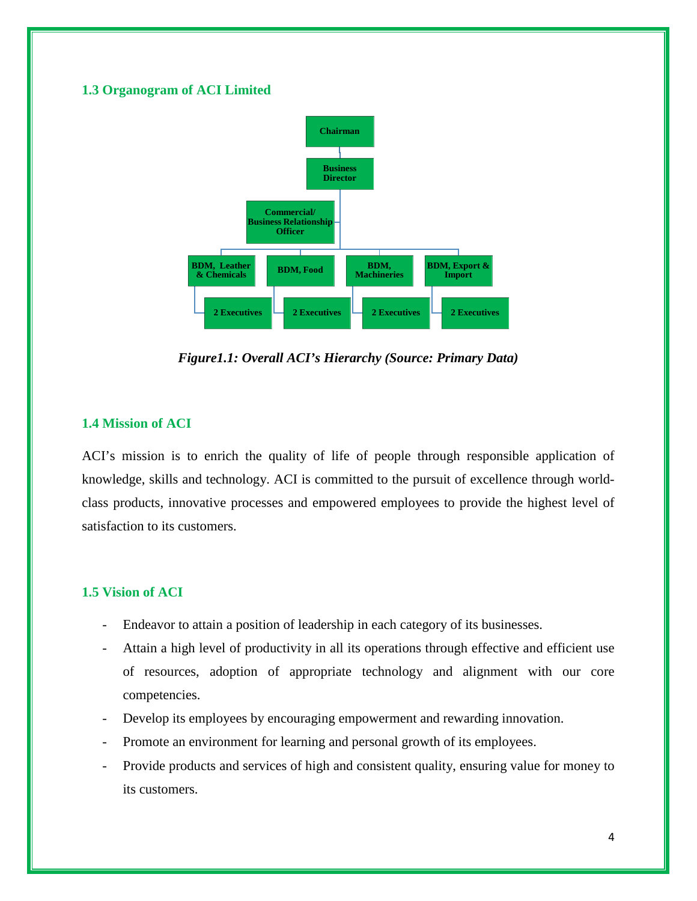### 1.3 Organogram of ACI Limited

- Chairman
  - Business Director
    - Commercial/ Business Relationship Officer
    - BDM, Leather & Chemicals
      - 2 Executives
    - BDM, Food
      - 2 Executives
    - BDM, Machineries
      - 2 Executives
    - BDM, Export & Import
      - 2 Executives

*Figure1.1: Overall ACI's Hierarchy (Source: Primary Data)*

### 1.4 Mission of ACI

ACI's mission is to enrich the quality of life of people through responsible application of knowledge, skills and technology. ACI is committed to the pursuit of excellence through world-class products, innovative processes and empowered employees to provide the highest level of satisfaction to its customers.

### 1.5 Vision of ACI

- Endeavor to attain a position of leadership in each category of its businesses.
- Attain a high level of productivity in all its operations through effective and efficient use of resources, adoption of appropriate technology and alignment with our core competencies.
- Develop its employees by encouraging empowerment and rewarding innovation.
- Promote an environment for learning and personal growth of its employees.
- Provide products and services of high and consistent quality, ensuring value for money to its customers.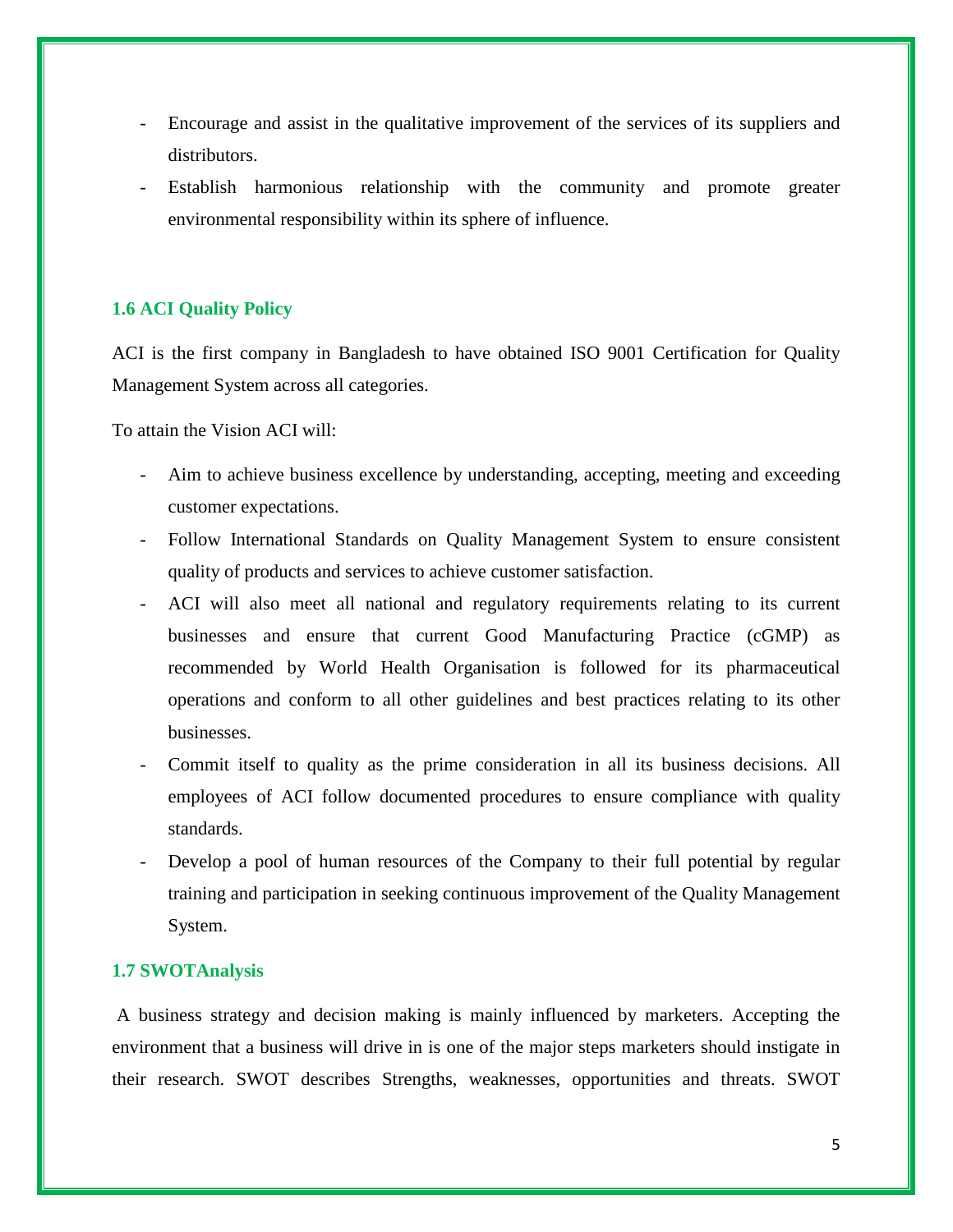- Encourage and assist in the qualitative improvement of the services of its suppliers and distributors.
- Establish harmonious relationship with the community and promote greater environmental responsibility within its sphere of influence.

### 1.6 ACI Quality Policy

ACI is the first company in Bangladesh to have obtained ISO 9001 Certification for Quality Management System across all categories.

To attain the Vision ACI will:

- Aim to achieve business excellence by understanding, accepting, meeting and exceeding customer expectations.
- Follow International Standards on Quality Management System to ensure consistent quality of products and services to achieve customer satisfaction.
- ACI will also meet all national and regulatory requirements relating to its current businesses and ensure that current Good Manufacturing Practice (cGMP) as recommended by World Health Organisation is followed for its pharmaceutical operations and conform to all other guidelines and best practices relating to its other businesses.
- Commit itself to quality as the prime consideration in all its business decisions. All employees of ACI follow documented procedures to ensure compliance with quality standards.
- Develop a pool of human resources of the Company to their full potential by regular training and participation in seeking continuous improvement of the Quality Management System.

### 1.7 SWOTAnalysis

A business strategy and decision making is mainly influenced by marketers. Accepting the environment that a business will drive in is one of the major steps marketers should instigate in their research. SWOT describes Strengths, weaknesses, opportunities and threats. SWOT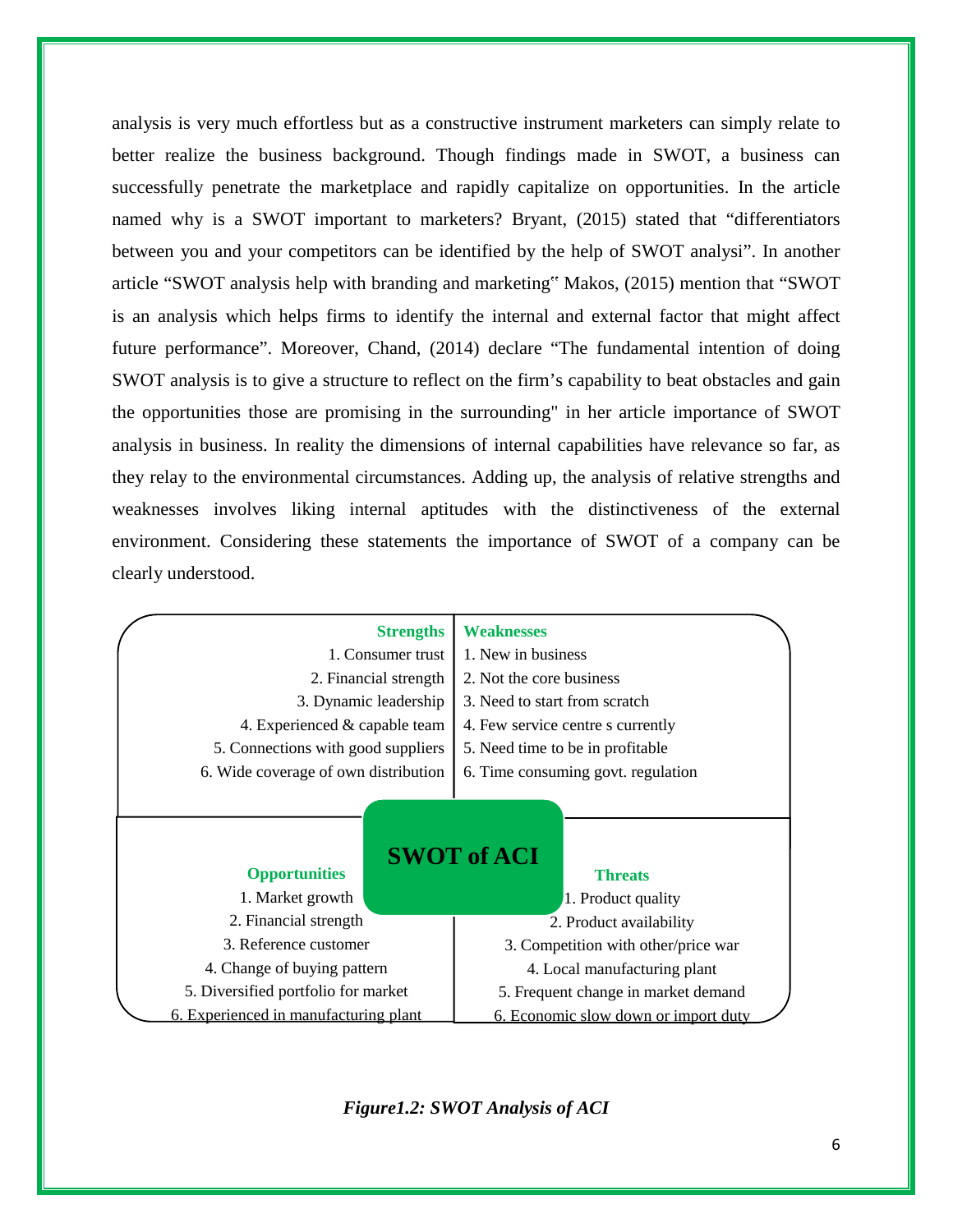analysis is very much effortless but as a constructive instrument marketers can simply relate to better realize the business background. Though findings made in SWOT, a business can successfully penetrate the marketplace and rapidly capitalize on opportunities. In the article named why is a SWOT important to marketers? Bryant, (2015) stated that "differentiators between you and your competitors can be identified by the help of SWOT analysi". In another article "SWOT analysis help with branding and marketing" Makos, (2015) mention that "SWOT is an analysis which helps firms to identify the internal and external factor that might affect future performance". Moreover, Chand, (2014) declare "The fundamental intention of doing SWOT analysis is to give a structure to reflect on the firm's capability to beat obstacles and gain the opportunities those are promising in the surrounding" in her article importance of SWOT analysis in business. In reality the dimensions of internal capabilities have relevance so far, as they relay to the environmental circumstances. Adding up, the analysis of relative strengths and weaknesses involves liking internal aptitudes with the distinctiveness of the external environment. Considering these statements the importance of SWOT of a company can be clearly understood.

**SWOT of ACI**

| Strengths | Weaknesses |
|---|---|
| 1. Consumer trust | 1. New in business |
| 2. Financial strength | 2. Not the core business |
| 3. Dynamic leadership | 3. Need to start from scratch |
| 4. Experienced & capable team | 4. Few service centre s currently |
| 5. Connections with good suppliers | 5. Need time to be in profitable |
| 6. Wide coverage of own distribution | 6. Time consuming govt. regulation |

| Opportunities | Threats |
|---|---|
| 1. Market growth | 1. Product quality |
| 2. Financial strength | 2. Product availability |
| 3. Reference customer | 3. Competition with other/price war |
| 4. Change of buying pattern | 4. Local manufacturing plant |
| 5. Diversified portfolio for market | 5. Frequent change in market demand |
| 6. Experienced in manufacturing plant | 6. Economic slow down or import duty |

***Figure1.2: SWOT Analysis of ACI***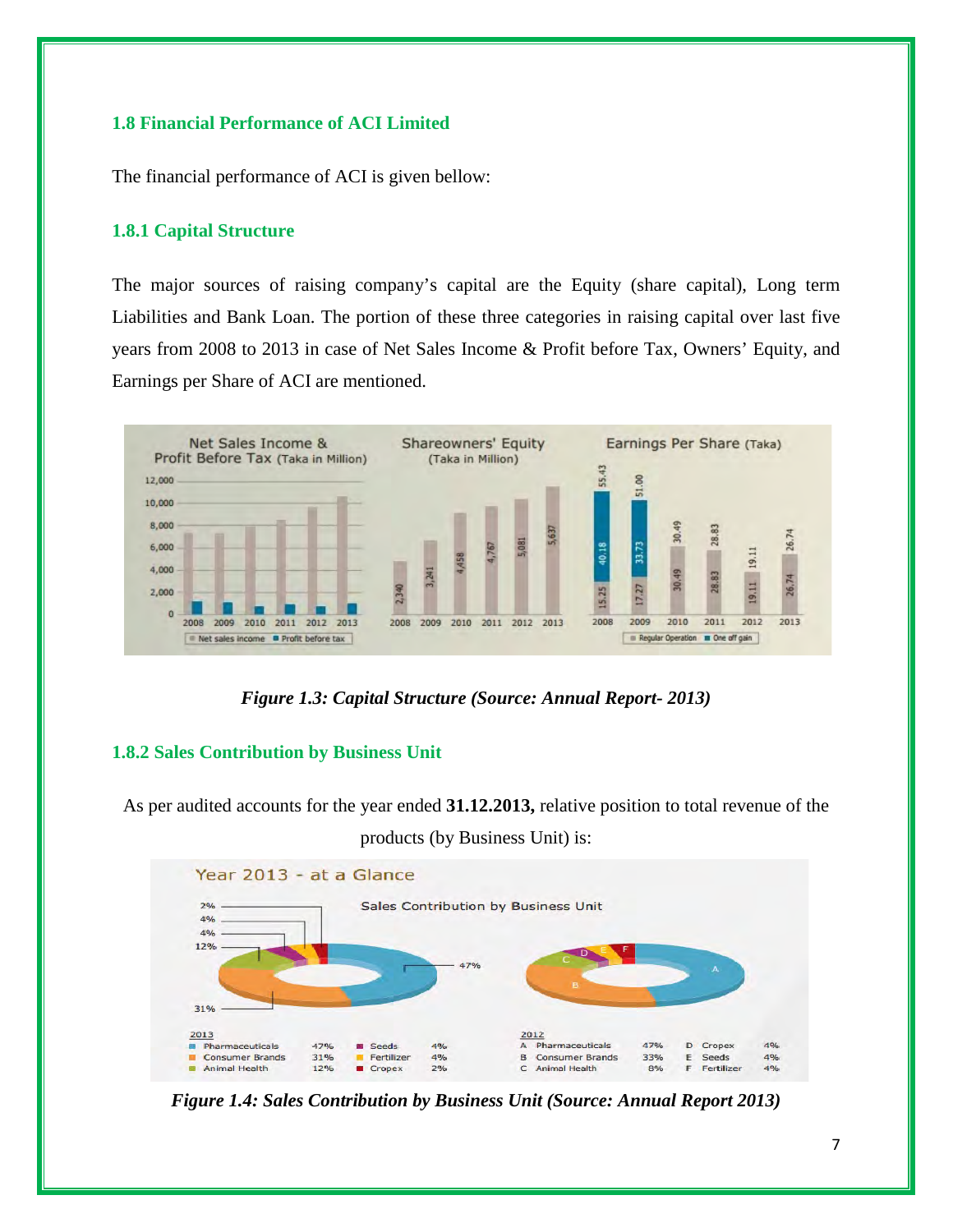### 1.8 Financial Performance of ACI Limited

The financial performance of ACI is given bellow:

#### 1.8.1 Capital Structure

The major sources of raising company's capital are the Equity (share capital), Long term Liabilities and Bank Loan. The portion of these three categories in raising capital over last five years from 2008 to 2013 in case of Net Sales Income & Profit before Tax, Owners' Equity, and Earnings per Share of ACI are mentioned.

*Figure 1.3: Capital Structure (Source: Annual Report- 2013)*

#### 1.8.2 Sales Contribution by Business Unit

As per audited accounts for the year ended **31.12.2013,** relative position to total revenue of the products (by Business Unit) is:

*Figure 1.4: Sales Contribution by Business Unit (Source: Annual Report 2013)*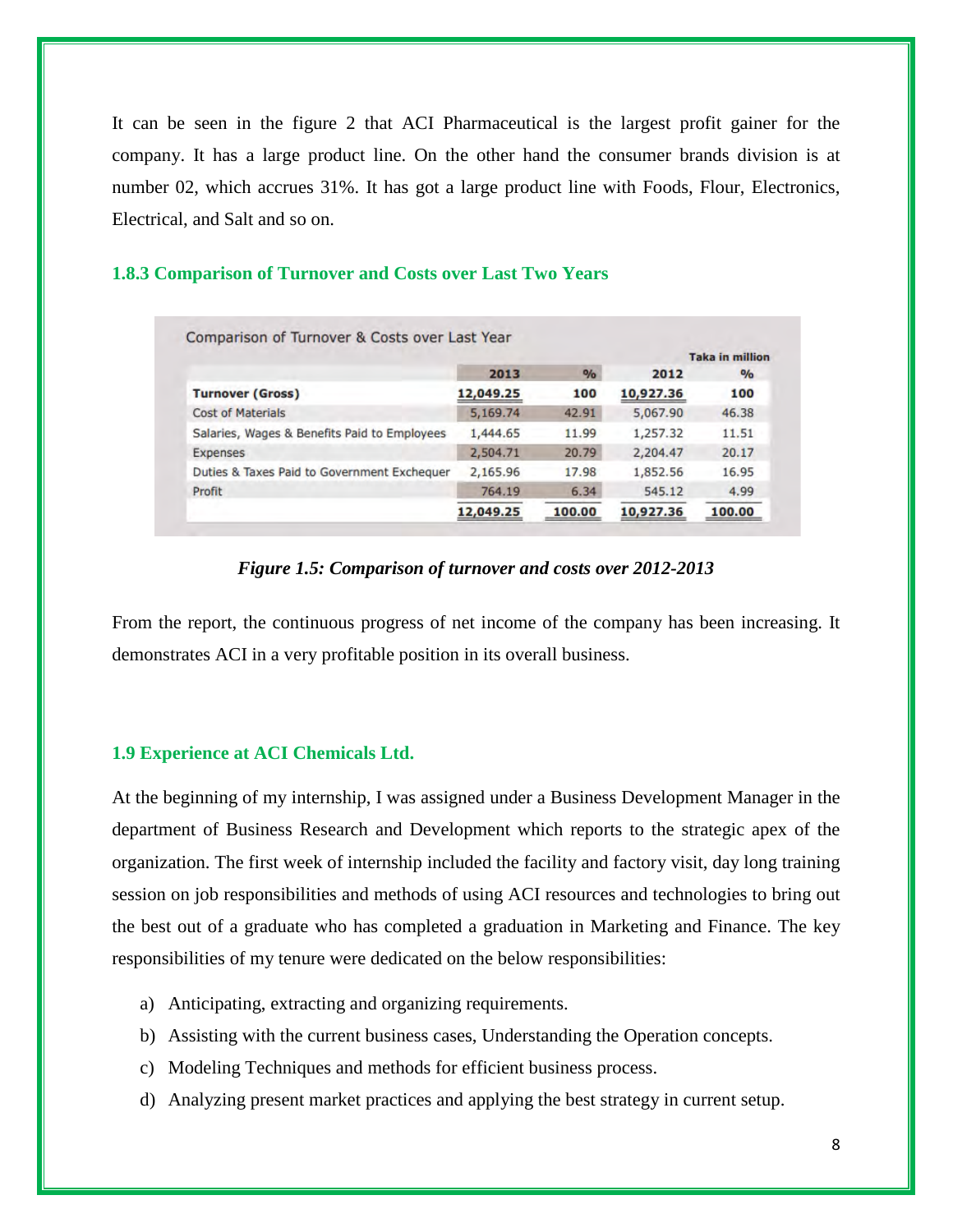It can be seen in the figure 2 that ACI Pharmaceutical is the largest profit gainer for the company. It has a large product line. On the other hand the consumer brands division is at number 02, which accrues 31%. It has got a large product line with Foods, Flour, Electronics, Electrical, and Salt and so on.

### 1.8.3 Comparison of Turnover and Costs over Last Two Years

Comparison of Turnover & Costs over Last Year

Taka in million

| | 2013 | % | 2012 | % |
|---|---|---|---|---|
| **Turnover (Gross)** | 12,049.25 | 100 | 10,927.36 | 100 |
| Cost of Materials | 5,169.74 | 42.91 | 5,067.90 | 46.38 |
| Salaries, Wages & Benefits Paid to Employees | 1,444.65 | 11.99 | 1,257.32 | 11.51 |
| Expenses | 2,504.71 | 20.79 | 2,204.47 | 20.17 |
| Duties & Taxes Paid to Government Exchequer | 2,165.96 | 17.98 | 1,852.56 | 16.95 |
| Profit | 764.19 | 6.34 | 545.12 | 4.99 |
| | 12,049.25 | 100.00 | 10,927.36 | 100.00 |

*Figure 1.5: Comparison of turnover and costs over 2012-2013*

From the report, the continuous progress of net income of the company has been increasing. It demonstrates ACI in a very profitable position in its overall business.

### 1.9 Experience at ACI Chemicals Ltd.

At the beginning of my internship, I was assigned under a Business Development Manager in the department of Business Research and Development which reports to the strategic apex of the organization. The first week of internship included the facility and factory visit, day long training session on job responsibilities and methods of using ACI resources and technologies to bring out the best out of a graduate who has completed a graduation in Marketing and Finance. The key responsibilities of my tenure were dedicated on the below responsibilities:

a) Anticipating, extracting and organizing requirements.
b) Assisting with the current business cases, Understanding the Operation concepts.
c) Modeling Techniques and methods for efficient business process.
d) Analyzing present market practices and applying the best strategy in current setup.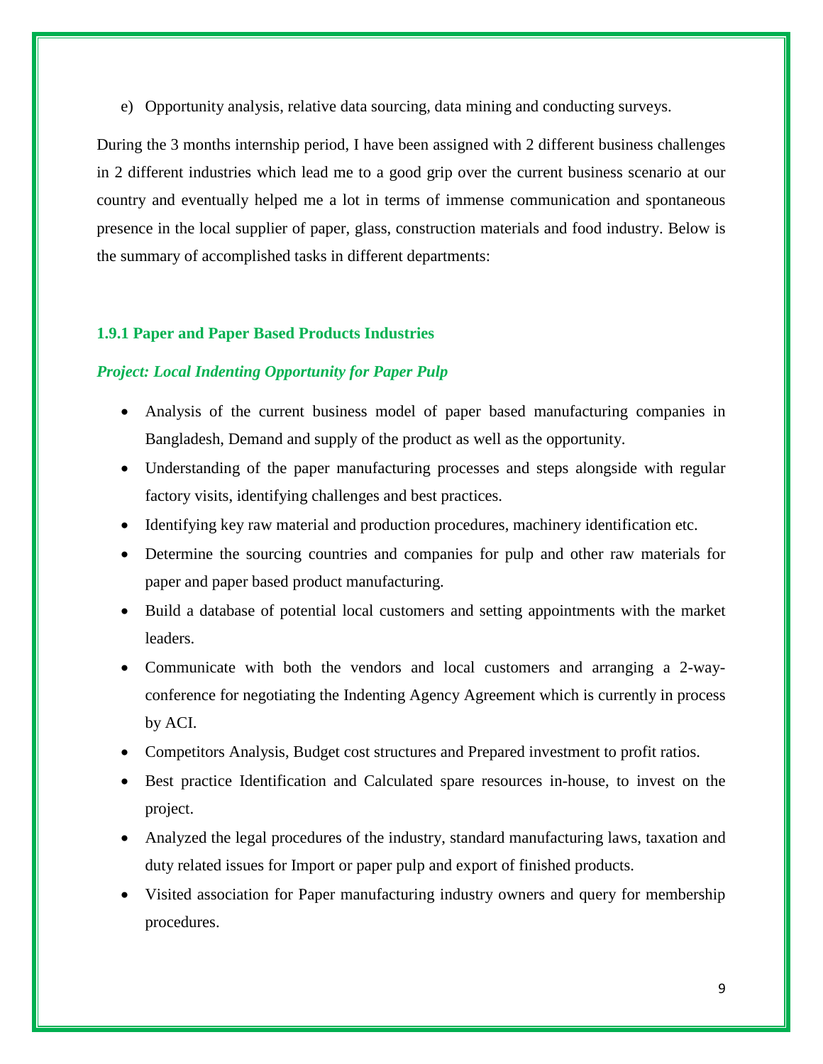e) Opportunity analysis, relative data sourcing, data mining and conducting surveys.

During the 3 months internship period, I have been assigned with 2 different business challenges in 2 different industries which lead me to a good grip over the current business scenario at our country and eventually helped me a lot in terms of immense communication and spontaneous presence in the local supplier of paper, glass, construction materials and food industry. Below is the summary of accomplished tasks in different departments:

### 1.9.1 Paper and Paper Based Products Industries

***Project: Local Indenting Opportunity for Paper Pulp***

- Analysis of the current business model of paper based manufacturing companies in Bangladesh, Demand and supply of the product as well as the opportunity.
- Understanding of the paper manufacturing processes and steps alongside with regular factory visits, identifying challenges and best practices.
- Identifying key raw material and production procedures, machinery identification etc.
- Determine the sourcing countries and companies for pulp and other raw materials for paper and paper based product manufacturing.
- Build a database of potential local customers and setting appointments with the market leaders.
- Communicate with both the vendors and local customers and arranging a 2-way-conference for negotiating the Indenting Agency Agreement which is currently in process by ACI.
- Competitors Analysis, Budget cost structures and Prepared investment to profit ratios.
- Best practice Identification and Calculated spare resources in-house, to invest on the project.
- Analyzed the legal procedures of the industry, standard manufacturing laws, taxation and duty related issues for Import or paper pulp and export of finished products.
- Visited association for Paper manufacturing industry owners and query for membership procedures.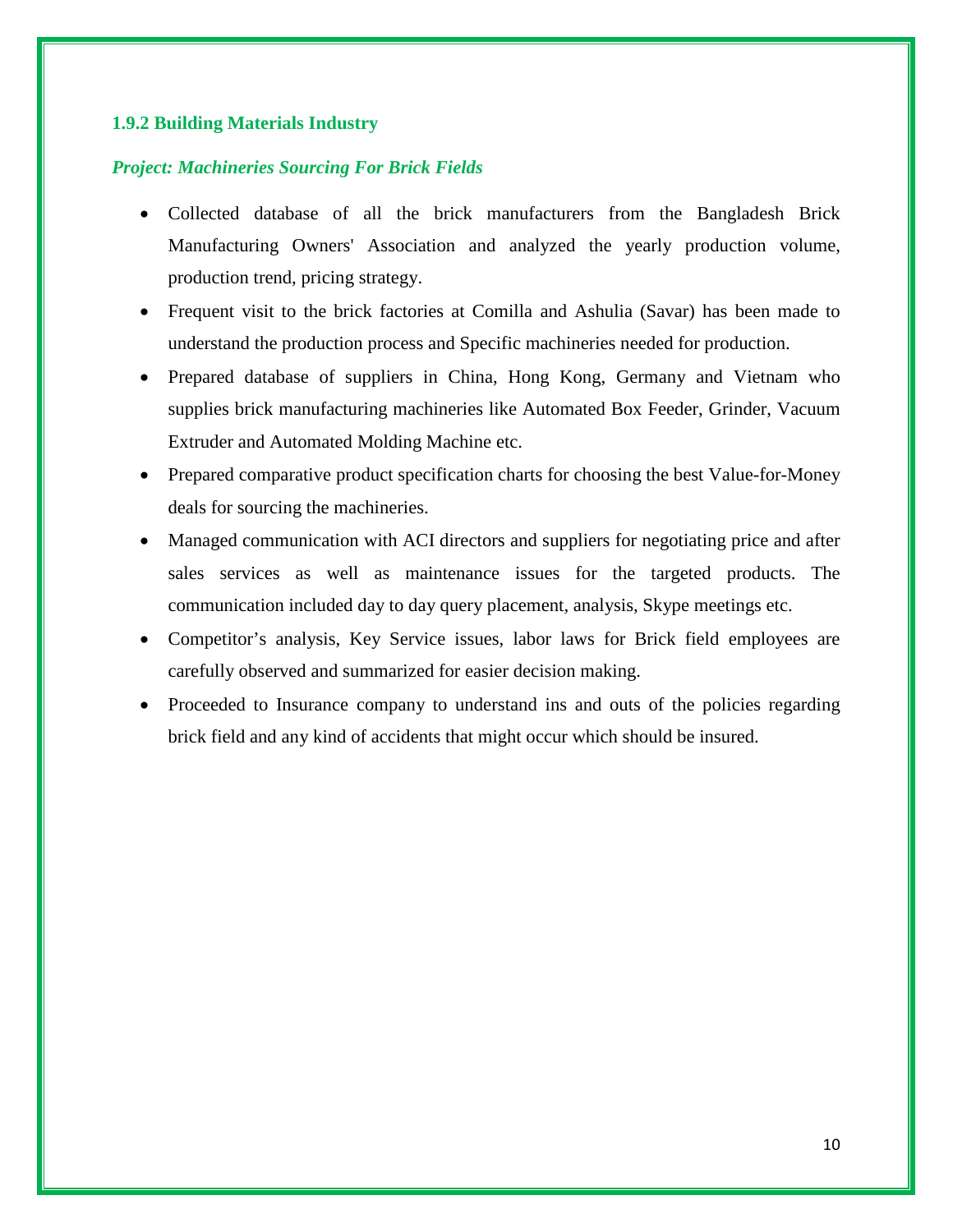### 1.9.2 Building Materials Industry

***Project: Machineries Sourcing For Brick Fields***

- Collected database of all the brick manufacturers from the Bangladesh Brick Manufacturing Owners' Association and analyzed the yearly production volume, production trend, pricing strategy.
- Frequent visit to the brick factories at Comilla and Ashulia (Savar) has been made to understand the production process and Specific machineries needed for production.
- Prepared database of suppliers in China, Hong Kong, Germany and Vietnam who supplies brick manufacturing machineries like Automated Box Feeder, Grinder, Vacuum Extruder and Automated Molding Machine etc.
- Prepared comparative product specification charts for choosing the best Value-for-Money deals for sourcing the machineries.
- Managed communication with ACI directors and suppliers for negotiating price and after sales services as well as maintenance issues for the targeted products. The communication included day to day query placement, analysis, Skype meetings etc.
- Competitor's analysis, Key Service issues, labor laws for Brick field employees are carefully observed and summarized for easier decision making.
- Proceeded to Insurance company to understand ins and outs of the policies regarding brick field and any kind of accidents that might occur which should be insured.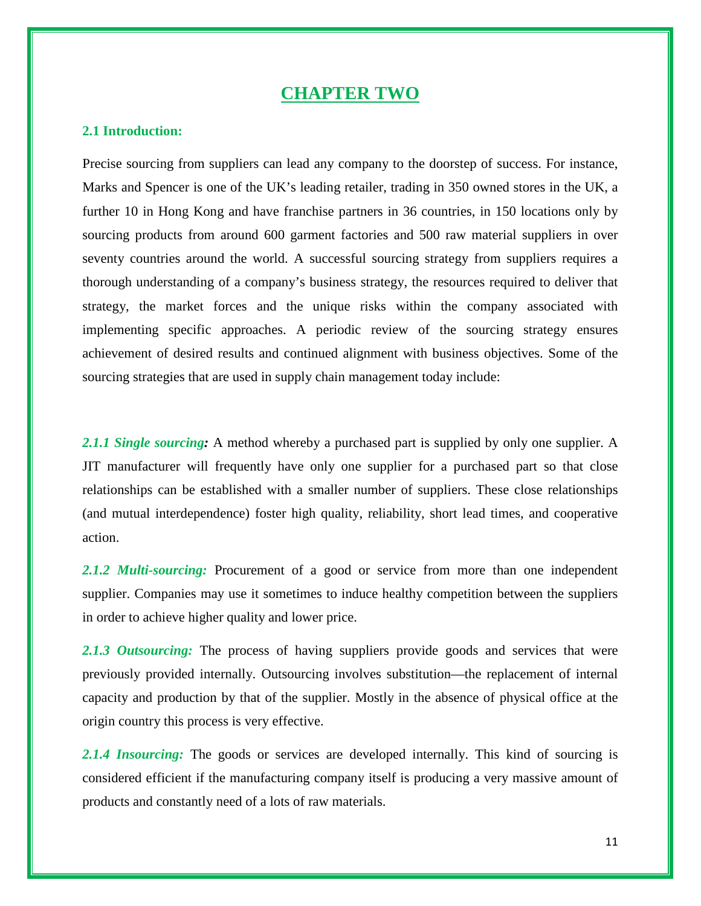# CHAPTER TWO

## 2.1 Introduction:

Precise sourcing from suppliers can lead any company to the doorstep of success. For instance, Marks and Spencer is one of the UK's leading retailer, trading in 350 owned stores in the UK, a further 10 in Hong Kong and have franchise partners in 36 countries, in 150 locations only by sourcing products from around 600 garment factories and 500 raw material suppliers in over seventy countries around the world. A successful sourcing strategy from suppliers requires a thorough understanding of a company's business strategy, the resources required to deliver that strategy, the market forces and the unique risks within the company associated with implementing specific approaches. A periodic review of the sourcing strategy ensures achievement of desired results and continued alignment with business objectives. Some of the sourcing strategies that are used in supply chain management today include:

***2.1.1 Single sourcing:*** A method whereby a purchased part is supplied by only one supplier. A JIT manufacturer will frequently have only one supplier for a purchased part so that close relationships can be established with a smaller number of suppliers. These close relationships (and mutual interdependence) foster high quality, reliability, short lead times, and cooperative action.

***2.1.2 Multi-sourcing:*** Procurement of a good or service from more than one independent supplier. Companies may use it sometimes to induce healthy competition between the suppliers in order to achieve higher quality and lower price.

***2.1.3 Outsourcing:*** The process of having suppliers provide goods and services that were previously provided internally. Outsourcing involves substitution—the replacement of internal capacity and production by that of the supplier. Mostly in the absence of physical office at the origin country this process is very effective.

***2.1.4 Insourcing:*** The goods or services are developed internally. This kind of sourcing is considered efficient if the manufacturing company itself is producing a very massive amount of products and constantly need of a lots of raw materials.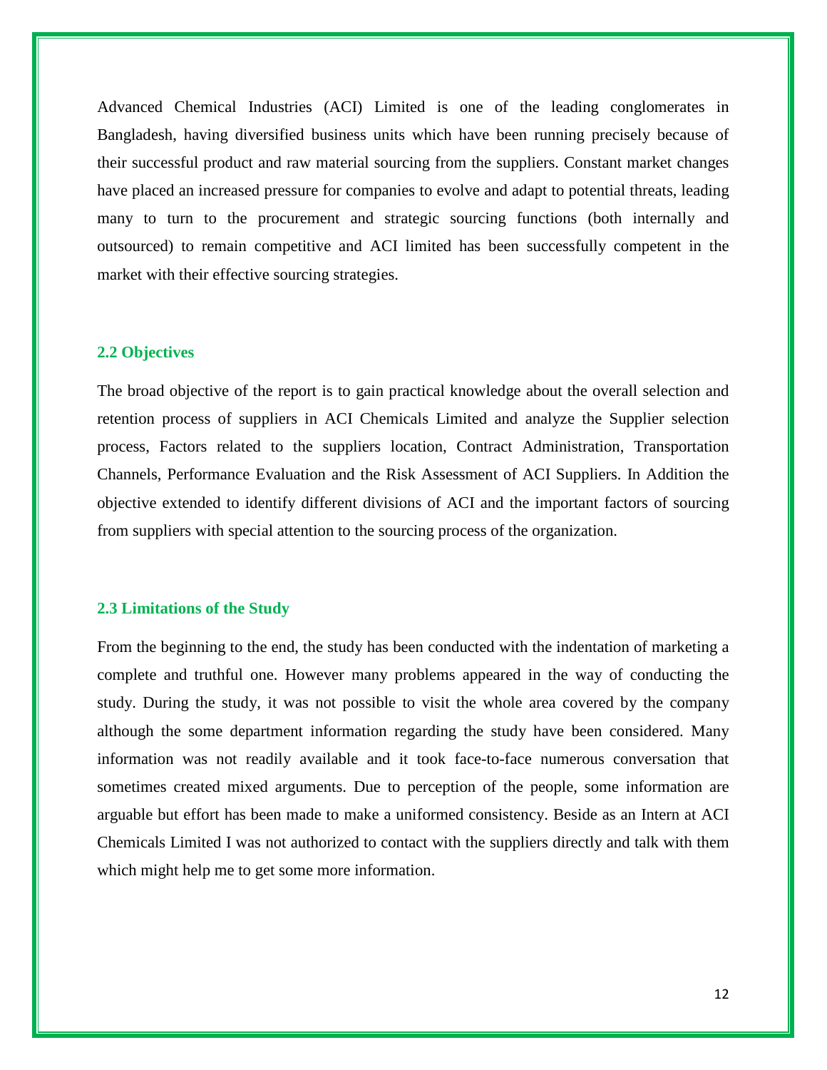Advanced Chemical Industries (ACI) Limited is one of the leading conglomerates in Bangladesh, having diversified business units which have been running precisely because of their successful product and raw material sourcing from the suppliers. Constant market changes have placed an increased pressure for companies to evolve and adapt to potential threats, leading many to turn to the procurement and strategic sourcing functions (both internally and outsourced) to remain competitive and ACI limited has been successfully competent in the market with their effective sourcing strategies.

### 2.2 Objectives

The broad objective of the report is to gain practical knowledge about the overall selection and retention process of suppliers in ACI Chemicals Limited and analyze the Supplier selection process, Factors related to the suppliers location, Contract Administration, Transportation Channels, Performance Evaluation and the Risk Assessment of ACI Suppliers. In Addition the objective extended to identify different divisions of ACI and the important factors of sourcing from suppliers with special attention to the sourcing process of the organization.

### 2.3 Limitations of the Study

From the beginning to the end, the study has been conducted with the indentation of marketing a complete and truthful one. However many problems appeared in the way of conducting the study. During the study, it was not possible to visit the whole area covered by the company although the some department information regarding the study have been considered. Many information was not readily available and it took face-to-face numerous conversation that sometimes created mixed arguments. Due to perception of the people, some information are arguable but effort has been made to make a uniformed consistency. Beside as an Intern at ACI Chemicals Limited I was not authorized to contact with the suppliers directly and talk with them which might help me to get some more information.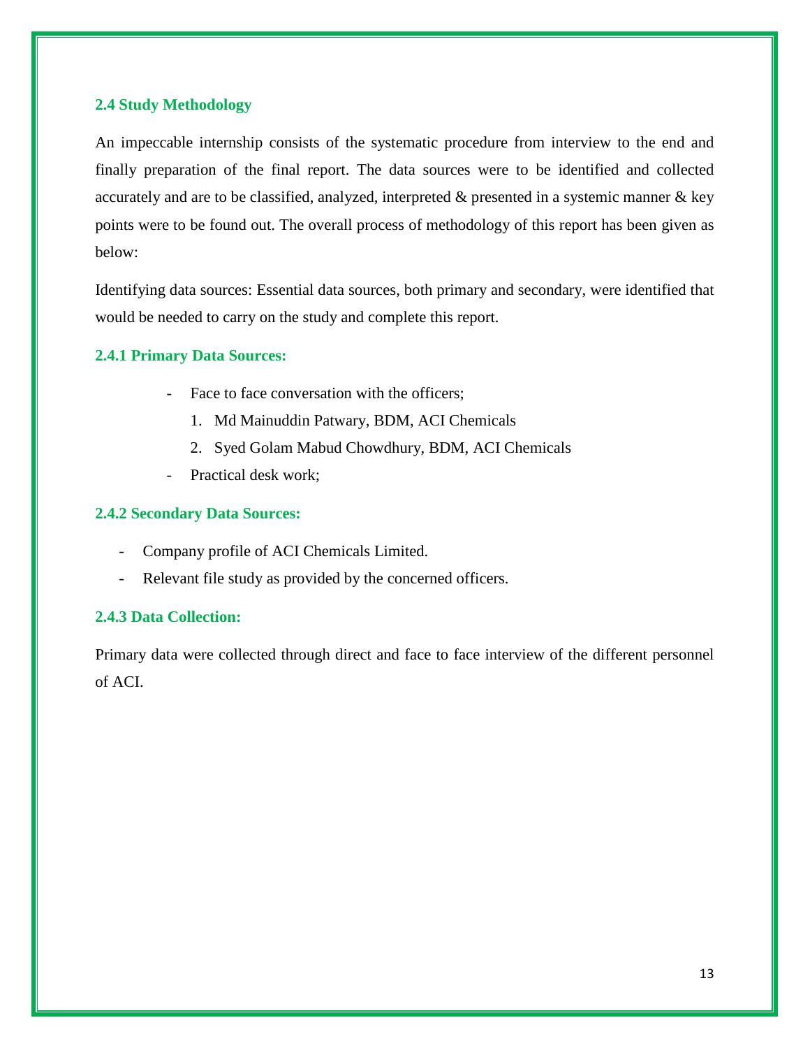## 2.4 Study Methodology

An impeccable internship consists of the systematic procedure from interview to the end and finally preparation of the final report. The data sources were to be identified and collected accurately and are to be classified, analyzed, interpreted & presented in a systemic manner & key points were to be found out. The overall process of methodology of this report has been given as below:

Identifying data sources: Essential data sources, both primary and secondary, were identified that would be needed to carry on the study and complete this report.

### 2.4.1 Primary Data Sources:

- Face to face conversation with the officers;
  1. Md Mainuddin Patwary, BDM, ACI Chemicals
  2. Syed Golam Mabud Chowdhury, BDM, ACI Chemicals
- Practical desk work;

### 2.4.2 Secondary Data Sources:

- Company profile of ACI Chemicals Limited.
- Relevant file study as provided by the concerned officers.

### 2.4.3 Data Collection:

Primary data were collected through direct and face to face interview of the different personnel of ACI.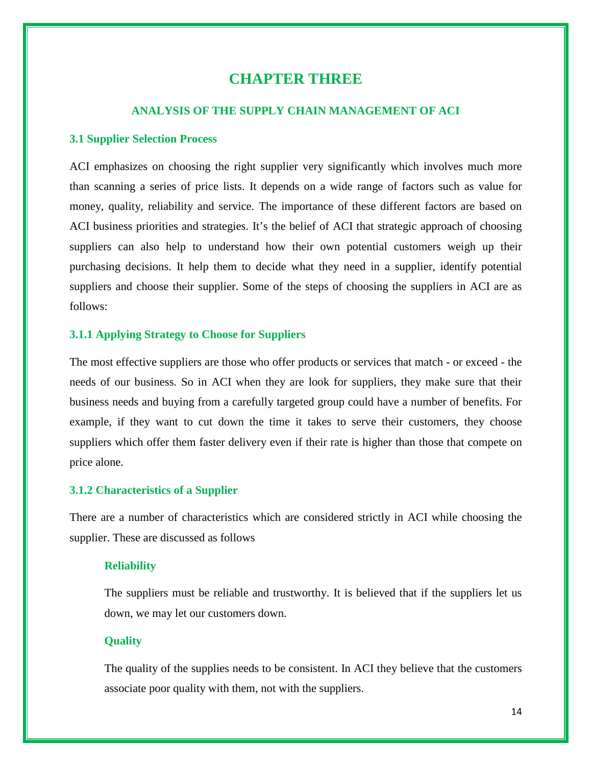# CHAPTER THREE

## ANALYSIS OF THE SUPPLY CHAIN MANAGEMENT OF ACI

### 3.1 Supplier Selection Process

ACI emphasizes on choosing the right supplier very significantly which involves much more than scanning a series of price lists. It depends on a wide range of factors such as value for money, quality, reliability and service. The importance of these different factors are based on ACI business priorities and strategies. It's the belief of ACI that strategic approach of choosing suppliers can also help to understand how their own potential customers weigh up their purchasing decisions. It help them to decide what they need in a supplier, identify potential suppliers and choose their supplier. Some of the steps of choosing the suppliers in ACI are as follows:

#### 3.1.1 Applying Strategy to Choose for Suppliers

The most effective suppliers are those who offer products or services that match - or exceed - the needs of our business. So in ACI when they are look for suppliers, they make sure that their business needs and buying from a carefully targeted group could have a number of benefits. For example, if they want to cut down the time it takes to serve their customers, they choose suppliers which offer them faster delivery even if their rate is higher than those that compete on price alone.

#### 3.1.2 Characteristics of a Supplier

There are a number of characteristics which are considered strictly in ACI while choosing the supplier. These are discussed as follows

**Reliability**

The suppliers must be reliable and trustworthy. It is believed that if the suppliers let us down, we may let our customers down.

**Quality**

The quality of the supplies needs to be consistent. In ACI they believe that the customers associate poor quality with them, not with the suppliers.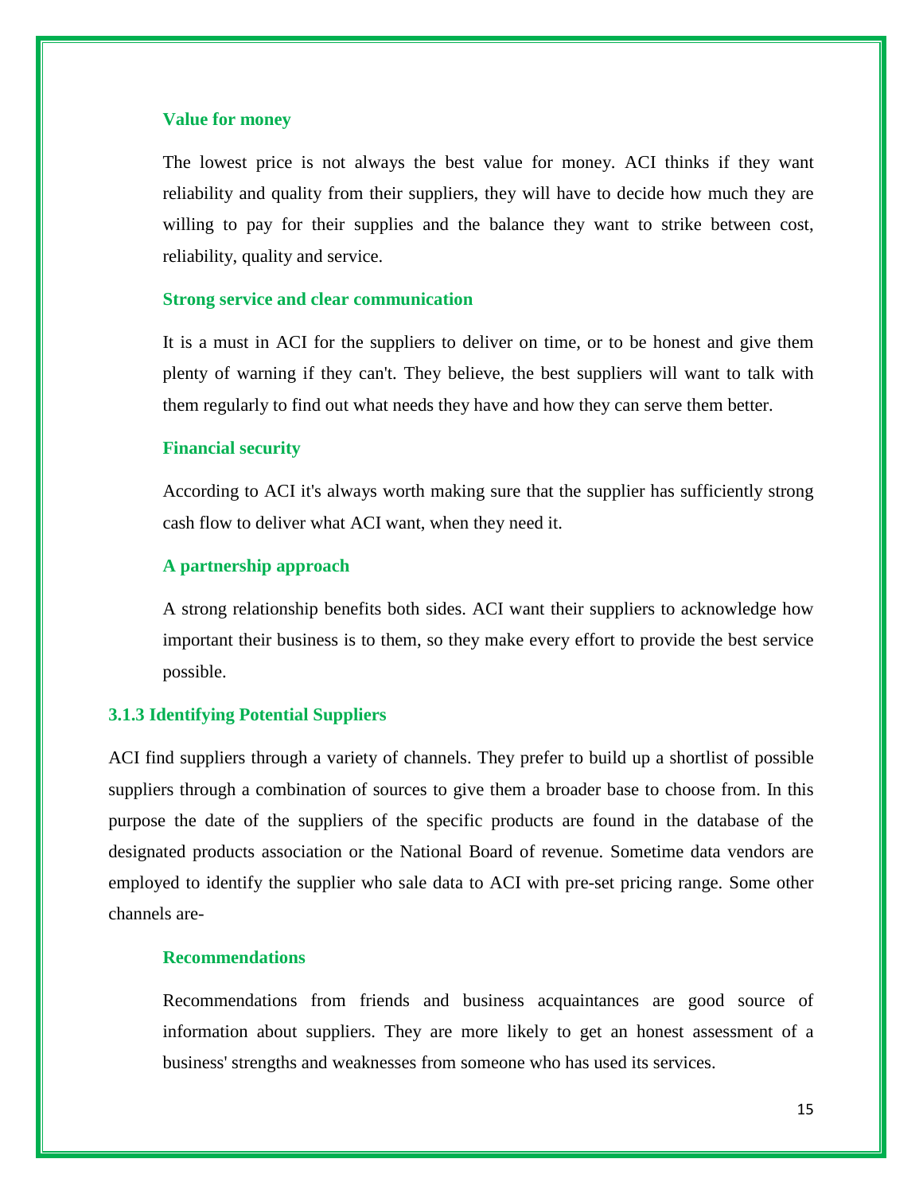#### Value for money

The lowest price is not always the best value for money. ACI thinks if they want reliability and quality from their suppliers, they will have to decide how much they are willing to pay for their supplies and the balance they want to strike between cost, reliability, quality and service.

#### Strong service and clear communication

It is a must in ACI for the suppliers to deliver on time, or to be honest and give them plenty of warning if they can't. They believe, the best suppliers will want to talk with them regularly to find out what needs they have and how they can serve them better.

#### Financial security

According to ACI it's always worth making sure that the supplier has sufficiently strong cash flow to deliver what ACI want, when they need it.

#### A partnership approach

A strong relationship benefits both sides. ACI want their suppliers to acknowledge how important their business is to them, so they make every effort to provide the best service possible.

### 3.1.3 Identifying Potential Suppliers

ACI find suppliers through a variety of channels. They prefer to build up a shortlist of possible suppliers through a combination of sources to give them a broader base to choose from. In this purpose the date of the suppliers of the specific products are found in the database of the designated products association or the National Board of revenue. Sometime data vendors are employed to identify the supplier who sale data to ACI with pre-set pricing range. Some other channels are-

#### Recommendations

Recommendations from friends and business acquaintances are good source of information about suppliers. They are more likely to get an honest assessment of a business' strengths and weaknesses from someone who has used its services.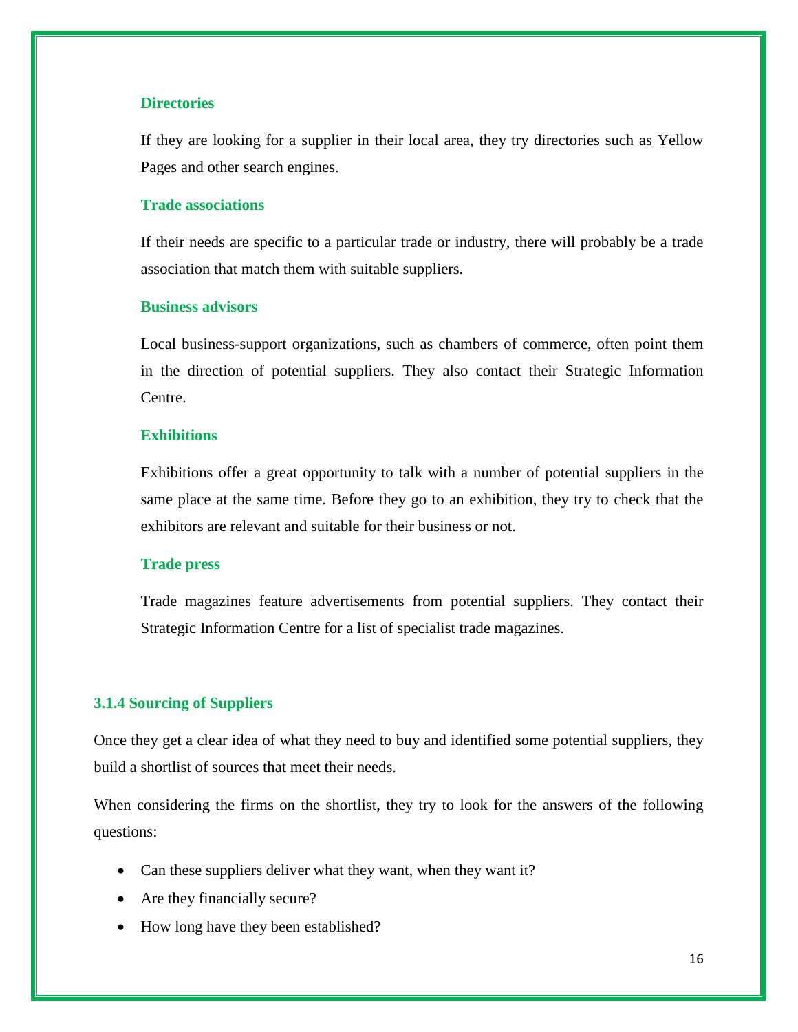#### Directories

If they are looking for a supplier in their local area, they try directories such as Yellow Pages and other search engines.

#### Trade associations

If their needs are specific to a particular trade or industry, there will probably be a trade association that match them with suitable suppliers.

#### Business advisors

Local business-support organizations, such as chambers of commerce, often point them in the direction of potential suppliers. They also contact their Strategic Information Centre.

#### Exhibitions

Exhibitions offer a great opportunity to talk with a number of potential suppliers in the same place at the same time. Before they go to an exhibition, they try to check that the exhibitors are relevant and suitable for their business or not.

#### Trade press

Trade magazines feature advertisements from potential suppliers. They contact their Strategic Information Centre for a list of specialist trade magazines.

### 3.1.4 Sourcing of Suppliers

Once they get a clear idea of what they need to buy and identified some potential suppliers, they build a shortlist of sources that meet their needs.

When considering the firms on the shortlist, they try to look for the answers of the following questions:

- Can these suppliers deliver what they want, when they want it?
- Are they financially secure?
- How long have they been established?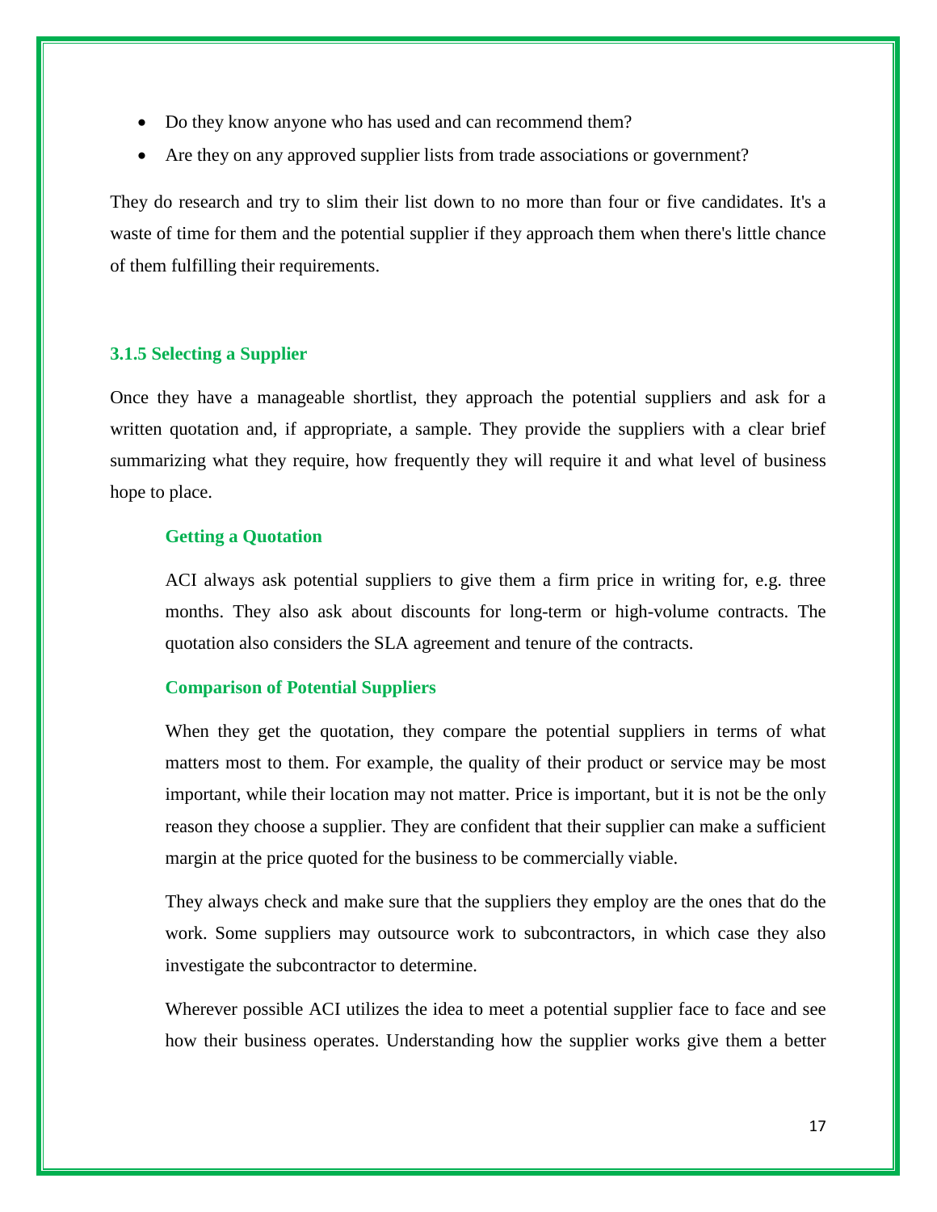- Do they know anyone who has used and can recommend them?
- Are they on any approved supplier lists from trade associations or government?

They do research and try to slim their list down to no more than four or five candidates. It's a waste of time for them and the potential supplier if they approach them when there's little chance of them fulfilling their requirements.

### 3.1.5 Selecting a Supplier

Once they have a manageable shortlist, they approach the potential suppliers and ask for a written quotation and, if appropriate, a sample. They provide the suppliers with a clear brief summarizing what they require, how frequently they will require it and what level of business hope to place.

#### Getting a Quotation

ACI always ask potential suppliers to give them a firm price in writing for, e.g. three months. They also ask about discounts for long-term or high-volume contracts. The quotation also considers the SLA agreement and tenure of the contracts.

#### Comparison of Potential Suppliers

When they get the quotation, they compare the potential suppliers in terms of what matters most to them. For example, the quality of their product or service may be most important, while their location may not matter. Price is important, but it is not be the only reason they choose a supplier. They are confident that their supplier can make a sufficient margin at the price quoted for the business to be commercially viable.

They always check and make sure that the suppliers they employ are the ones that do the work. Some suppliers may outsource work to subcontractors, in which case they also investigate the subcontractor to determine.

Wherever possible ACI utilizes the idea to meet a potential supplier face to face and see how their business operates. Understanding how the supplier works give them a better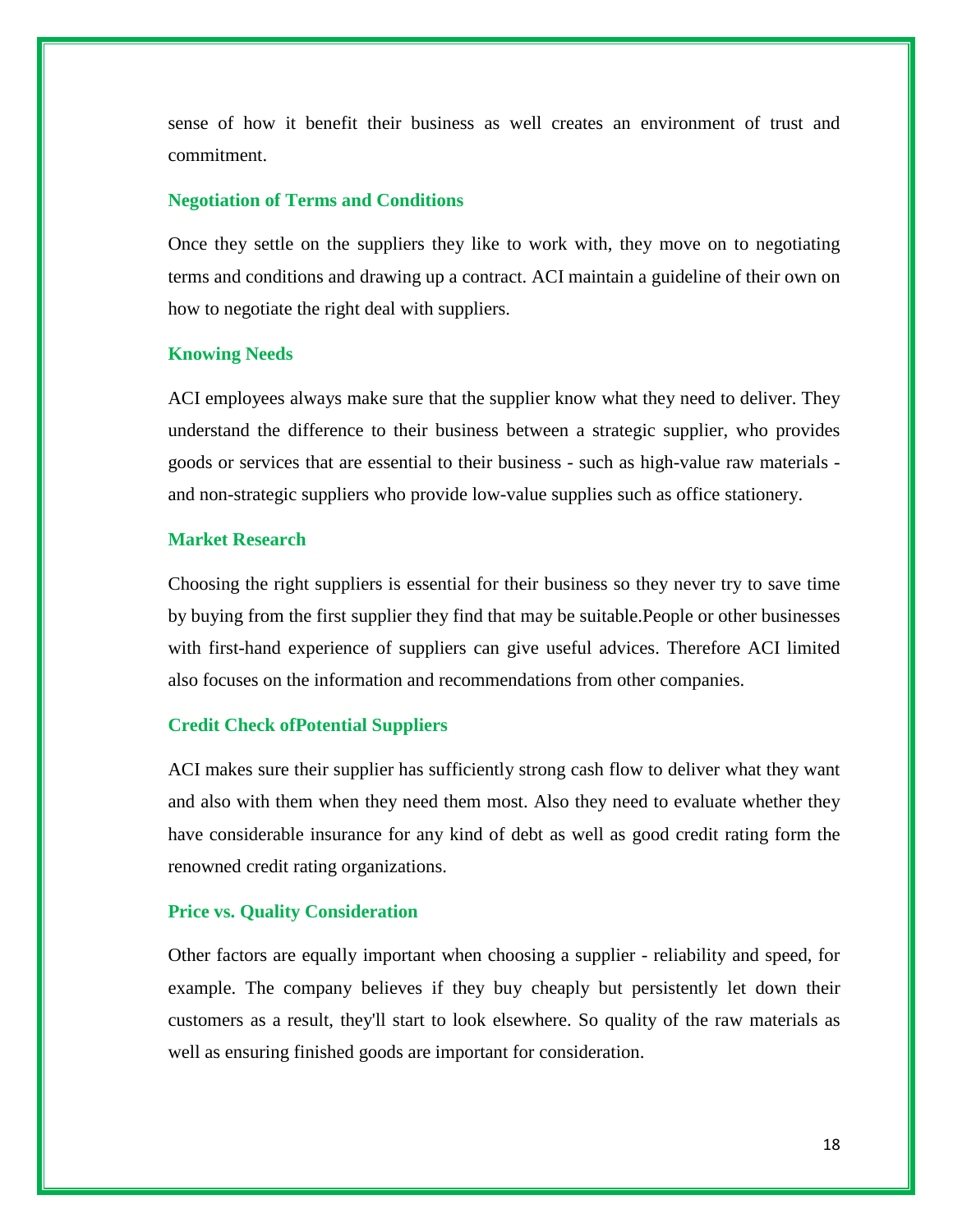sense of how it benefit their business as well creates an environment of trust and commitment.

### Negotiation of Terms and Conditions

Once they settle on the suppliers they like to work with, they move on to negotiating terms and conditions and drawing up a contract. ACI maintain a guideline of their own on how to negotiate the right deal with suppliers.

### Knowing Needs

ACI employees always make sure that the supplier know what they need to deliver. They understand the difference to their business between a strategic supplier, who provides goods or services that are essential to their business - such as high-value raw materials - and non-strategic suppliers who provide low-value supplies such as office stationery.

### Market Research

Choosing the right suppliers is essential for their business so they never try to save time by buying from the first supplier they find that may be suitable.People or other businesses with first-hand experience of suppliers can give useful advices. Therefore ACI limited also focuses on the information and recommendations from other companies.

### Credit Check ofPotential Suppliers

ACI makes sure their supplier has sufficiently strong cash flow to deliver what they want and also with them when they need them most. Also they need to evaluate whether they have considerable insurance for any kind of debt as well as good credit rating form the renowned credit rating organizations.

### Price vs. Quality Consideration

Other factors are equally important when choosing a supplier - reliability and speed, for example. The company believes if they buy cheaply but persistently let down their customers as a result, they'll start to look elsewhere. So quality of the raw materials as well as ensuring finished goods are important for consideration.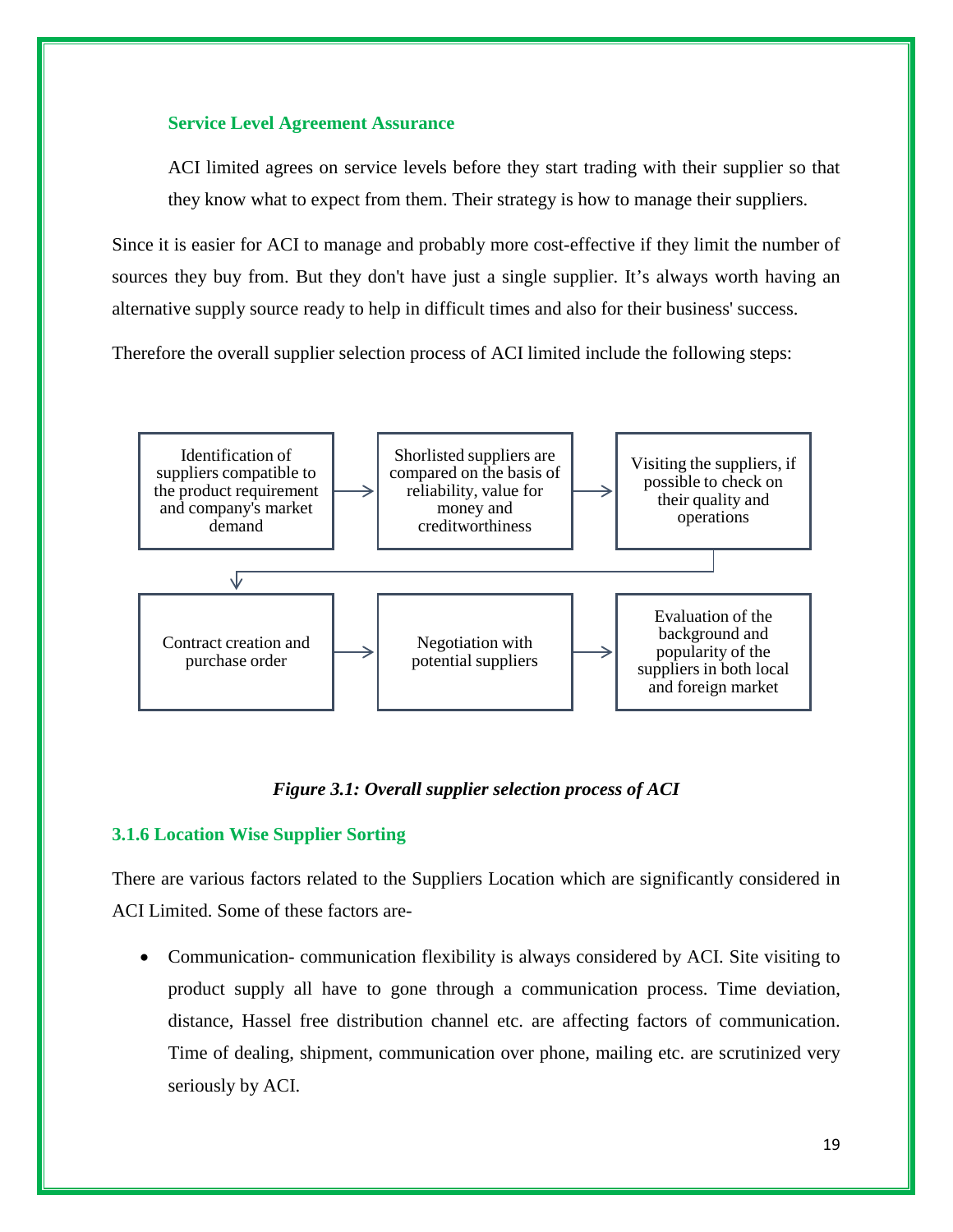### Service Level Agreement Assurance

ACI limited agrees on service levels before they start trading with their supplier so that they know what to expect from them. Their strategy is how to manage their suppliers.

Since it is easier for ACI to manage and probably more cost-effective if they limit the number of sources they buy from. But they don't have just a single supplier. It's always worth having an alternative supply source ready to help in difficult times and also for their business' success.

Therefore the overall supplier selection process of ACI limited include the following steps:

Identification of suppliers compatible to the product requirement and company's market demand → Shorlisted suppliers are compared on the basis of reliability, value for money and creditworthiness → Visiting the suppliers, if possible to check on their quality and operations → Contract creation and purchase order → Negotiation with potential suppliers → Evaluation of the background and popularity of the suppliers in both local and foreign market

***Figure 3.1: Overall supplier selection process of ACI***

### 3.1.6 Location Wise Supplier Sorting

There are various factors related to the Suppliers Location which are significantly considered in ACI Limited. Some of these factors are-

- Communication- communication flexibility is always considered by ACI. Site visiting to product supply all have to gone through a communication process. Time deviation, distance, Hassel free distribution channel etc. are affecting factors of communication. Time of dealing, shipment, communication over phone, mailing etc. are scrutinized very seriously by ACI.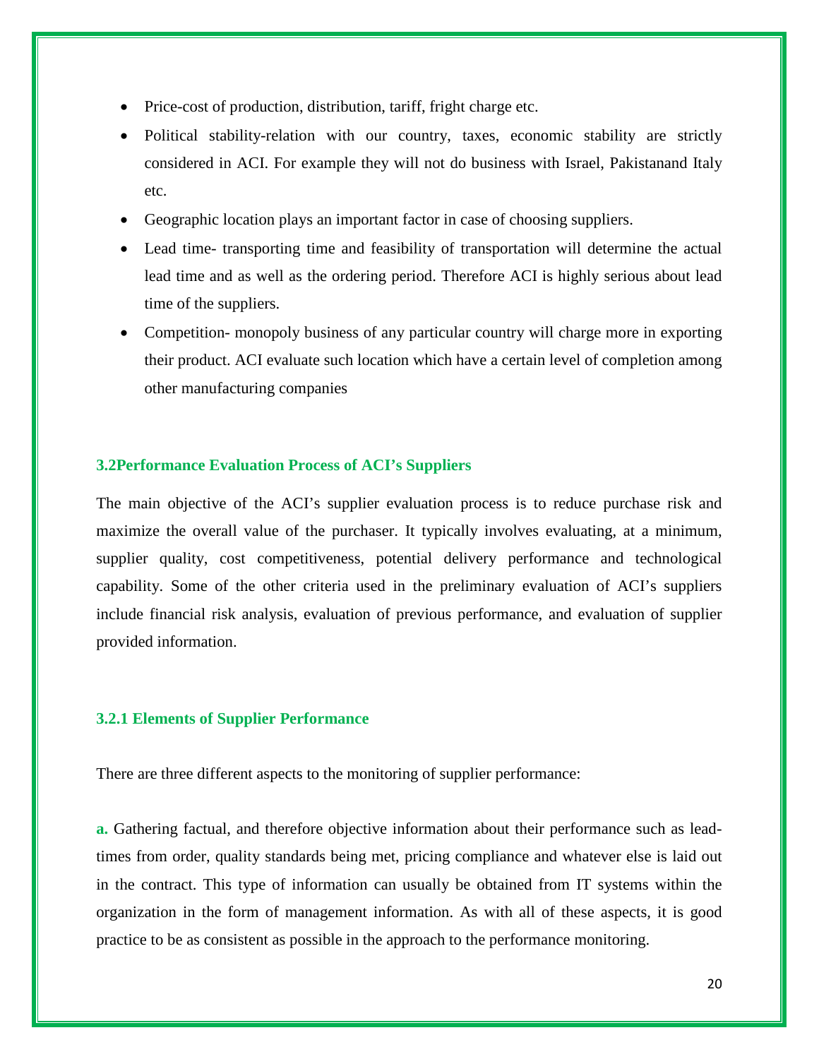- Price-cost of production, distribution, tariff, fright charge etc.
- Political stability-relation with our country, taxes, economic stability are strictly considered in ACI. For example they will not do business with Israel, Pakistanand Italy etc.
- Geographic location plays an important factor in case of choosing suppliers.
- Lead time- transporting time and feasibility of transportation will determine the actual lead time and as well as the ordering period. Therefore ACI is highly serious about lead time of the suppliers.
- Competition- monopoly business of any particular country will charge more in exporting their product. ACI evaluate such location which have a certain level of completion among other manufacturing companies

### 3.2Performance Evaluation Process of ACI's Suppliers

The main objective of the ACI's supplier evaluation process is to reduce purchase risk and maximize the overall value of the purchaser. It typically involves evaluating, at a minimum, supplier quality, cost competitiveness, potential delivery performance and technological capability. Some of the other criteria used in the preliminary evaluation of ACI's suppliers include financial risk analysis, evaluation of previous performance, and evaluation of supplier provided information.

#### 3.2.1 Elements of Supplier Performance

There are three different aspects to the monitoring of supplier performance:

**a.** Gathering factual, and therefore objective information about their performance such as lead-times from order, quality standards being met, pricing compliance and whatever else is laid out in the contract. This type of information can usually be obtained from IT systems within the organization in the form of management information. As with all of these aspects, it is good practice to be as consistent as possible in the approach to the performance monitoring.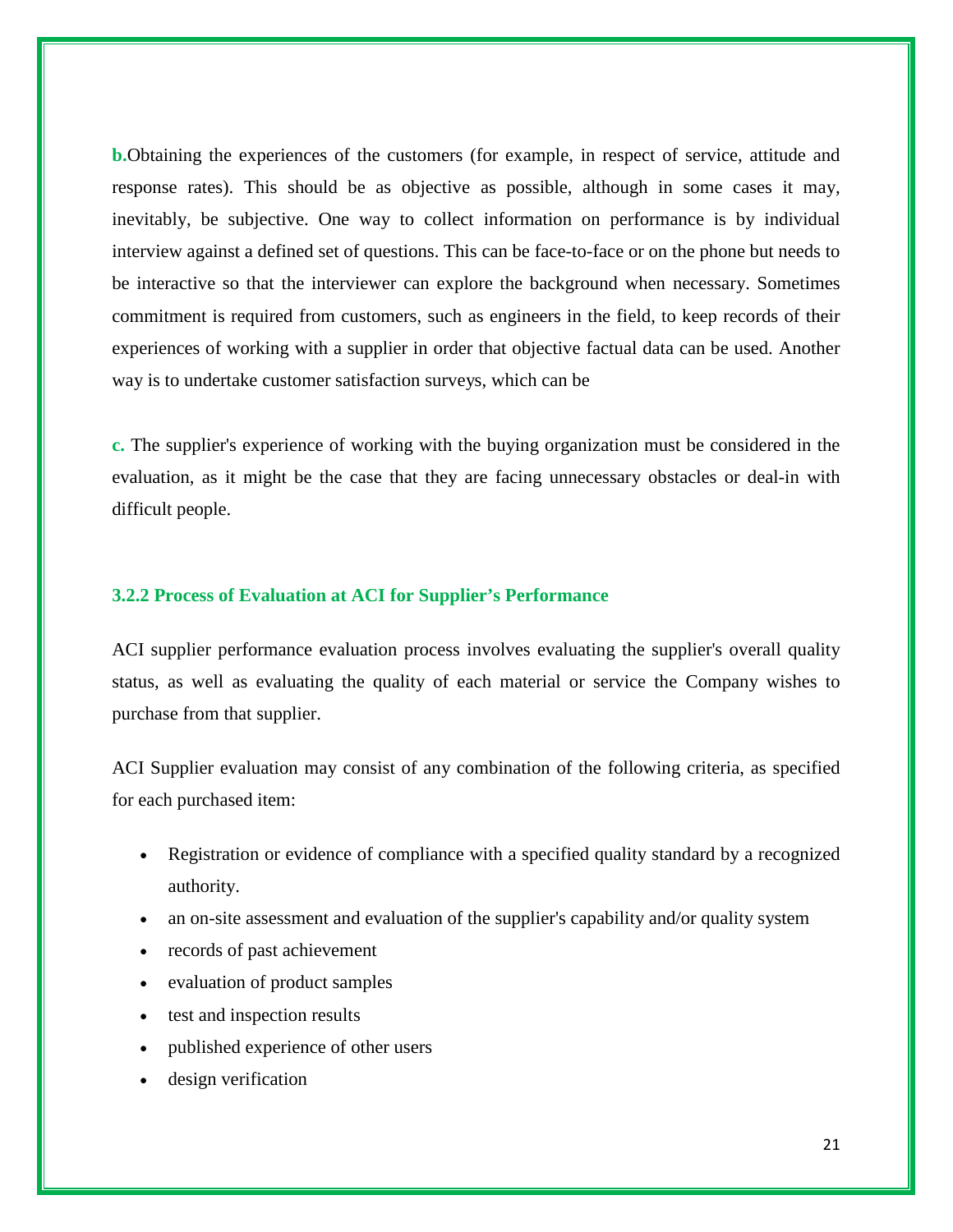**b.** Obtaining the experiences of the customers (for example, in respect of service, attitude and response rates). This should be as objective as possible, although in some cases it may, inevitably, be subjective. One way to collect information on performance is by individual interview against a defined set of questions. This can be face-to-face or on the phone but needs to be interactive so that the interviewer can explore the background when necessary. Sometimes commitment is required from customers, such as engineers in the field, to keep records of their experiences of working with a supplier in order that objective factual data can be used. Another way is to undertake customer satisfaction surveys, which can be

**c.** The supplier's experience of working with the buying organization must be considered in the evaluation, as it might be the case that they are facing unnecessary obstacles or deal-in with difficult people.

### 3.2.2 Process of Evaluation at ACI for Supplier's Performance

ACI supplier performance evaluation process involves evaluating the supplier's overall quality status, as well as evaluating the quality of each material or service the Company wishes to purchase from that supplier.

ACI Supplier evaluation may consist of any combination of the following criteria, as specified for each purchased item:

- Registration or evidence of compliance with a specified quality standard by a recognized authority.
- an on-site assessment and evaluation of the supplier's capability and/or quality system
- records of past achievement
- evaluation of product samples
- test and inspection results
- published experience of other users
- design verification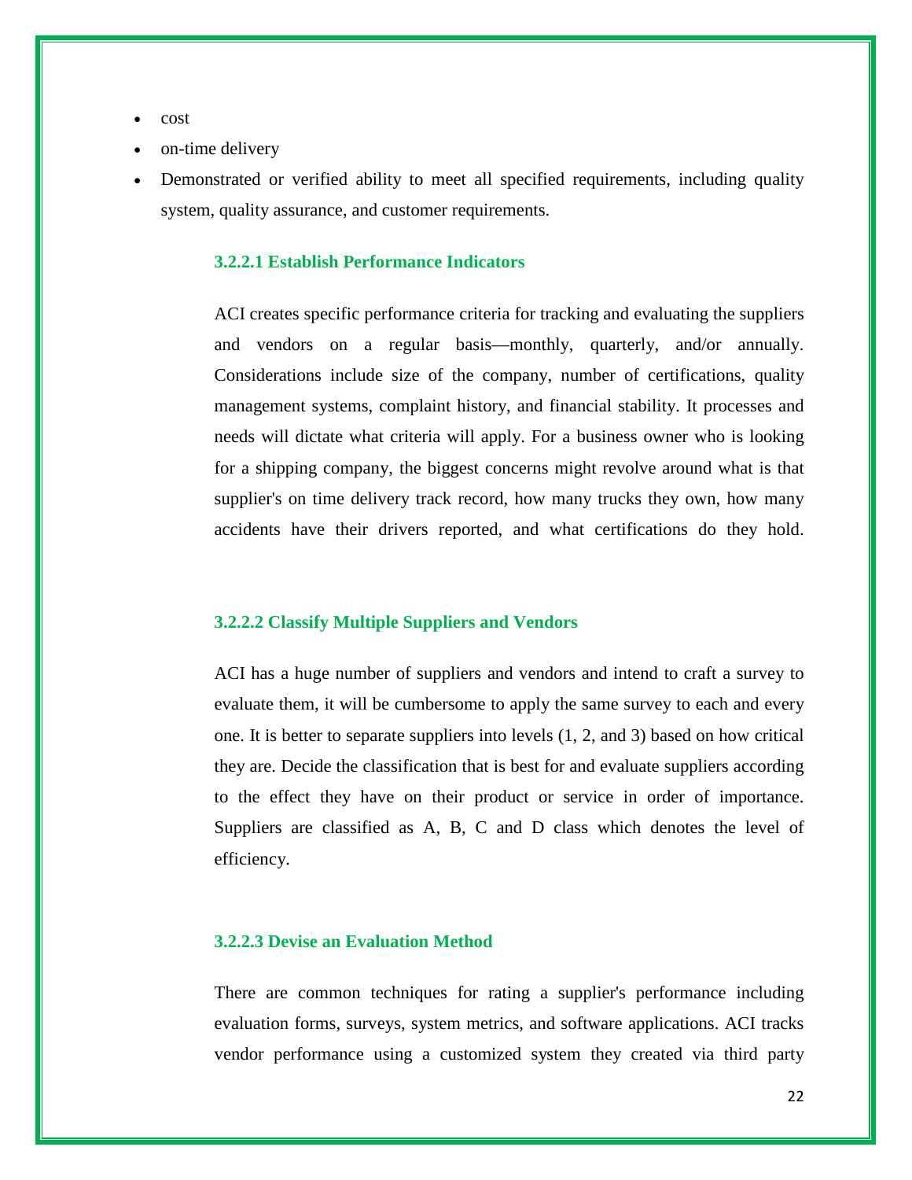- cost
- on-time delivery
- Demonstrated or verified ability to meet all specified requirements, including quality system, quality assurance, and customer requirements.

#### 3.2.2.1 Establish Performance Indicators

ACI creates specific performance criteria for tracking and evaluating the suppliers and vendors on a regular basis—monthly, quarterly, and/or annually. Considerations include size of the company, number of certifications, quality management systems, complaint history, and financial stability. It processes and needs will dictate what criteria will apply. For a business owner who is looking for a shipping company, the biggest concerns might revolve around what is that supplier's on time delivery track record, how many trucks they own, how many accidents have their drivers reported, and what certifications do they hold.

#### 3.2.2.2 Classify Multiple Suppliers and Vendors

ACI has a huge number of suppliers and vendors and intend to craft a survey to evaluate them, it will be cumbersome to apply the same survey to each and every one. It is better to separate suppliers into levels (1, 2, and 3) based on how critical they are. Decide the classification that is best for and evaluate suppliers according to the effect they have on their product or service in order of importance. Suppliers are classified as A, B, C and D class which denotes the level of efficiency.

#### 3.2.2.3 Devise an Evaluation Method

There are common techniques for rating a supplier's performance including evaluation forms, surveys, system metrics, and software applications. ACI tracks vendor performance using a customized system they created via third party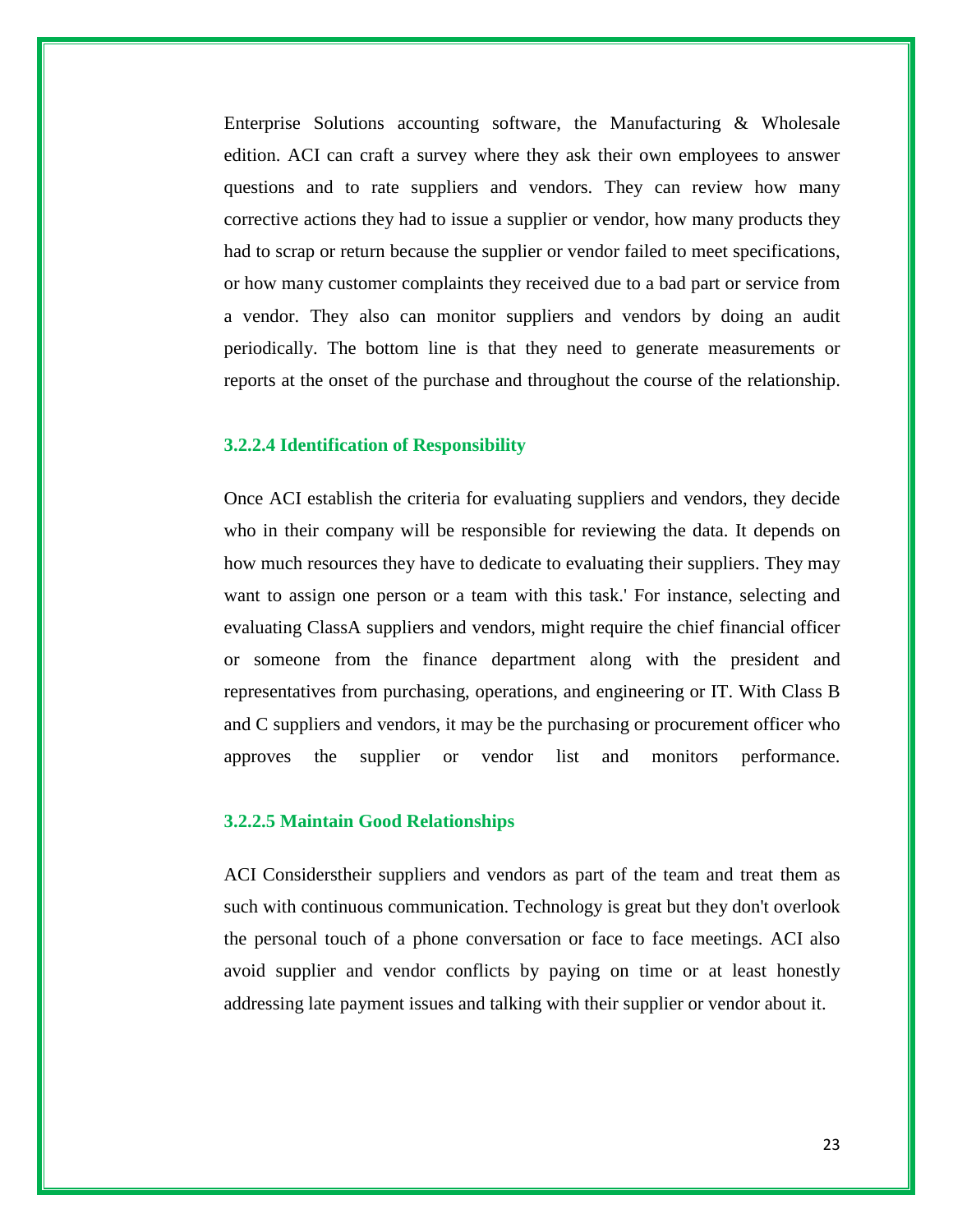Enterprise Solutions accounting software, the Manufacturing & Wholesale edition. ACI can craft a survey where they ask their own employees to answer questions and to rate suppliers and vendors. They can review how many corrective actions they had to issue a supplier or vendor, how many products they had to scrap or return because the supplier or vendor failed to meet specifications, or how many customer complaints they received due to a bad part or service from a vendor. They also can monitor suppliers and vendors by doing an audit periodically. The bottom line is that they need to generate measurements or reports at the onset of the purchase and throughout the course of the relationship.

#### 3.2.2.4 Identification of Responsibility

Once ACI establish the criteria for evaluating suppliers and vendors, they decide who in their company will be responsible for reviewing the data. It depends on how much resources they have to dedicate to evaluating their suppliers. They may want to assign one person or a team with this task.' For instance, selecting and evaluating ClassA suppliers and vendors, might require the chief financial officer or someone from the finance department along with the president and representatives from purchasing, operations, and engineering or IT. With Class B and C suppliers and vendors, it may be the purchasing or procurement officer who approves the supplier or vendor list and monitors performance.

#### 3.2.2.5 Maintain Good Relationships

ACI Considerstheir suppliers and vendors as part of the team and treat them as such with continuous communication. Technology is great but they don't overlook the personal touch of a phone conversation or face to face meetings. ACI also avoid supplier and vendor conflicts by paying on time or at least honestly addressing late payment issues and talking with their supplier or vendor about it.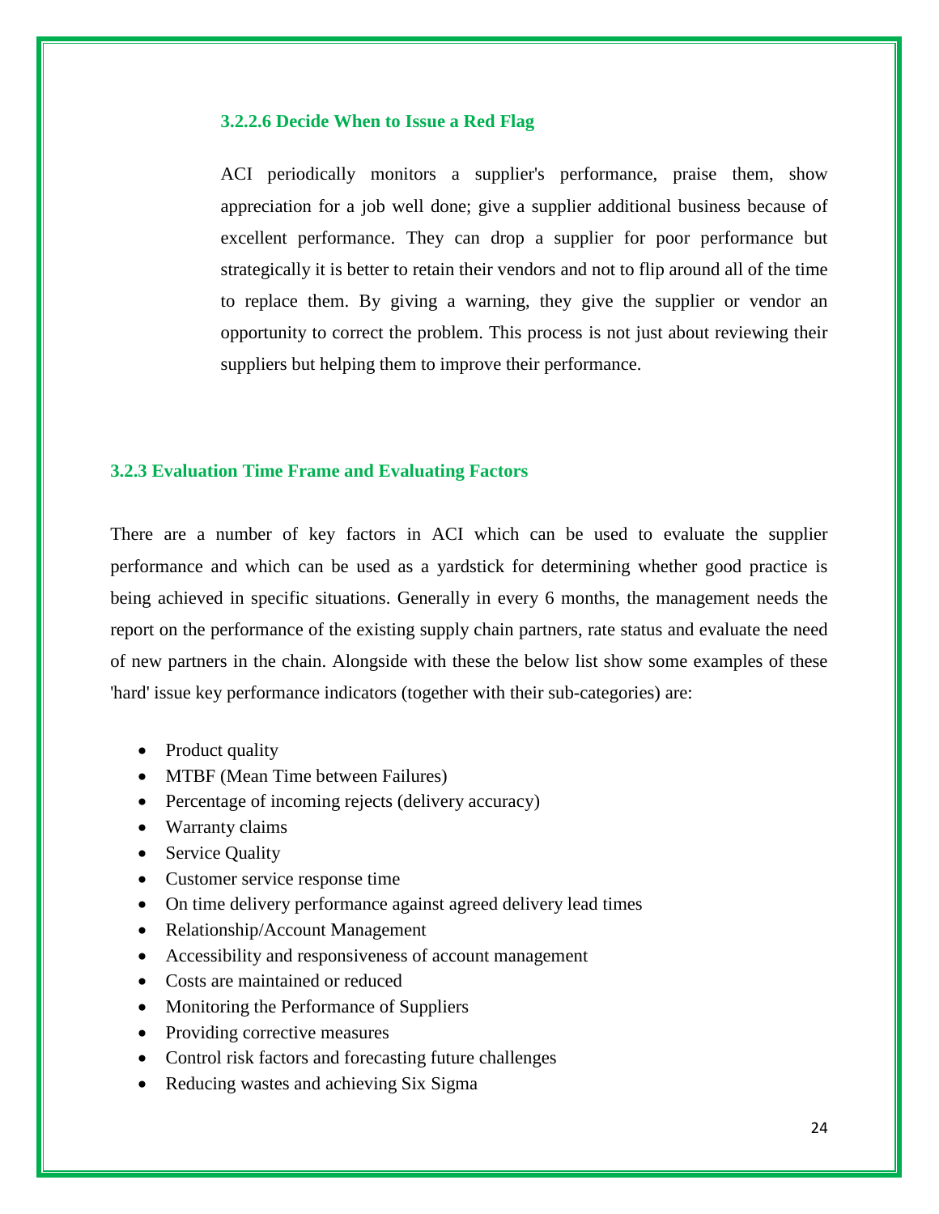#### 3.2.2.6 Decide When to Issue a Red Flag

ACI periodically monitors a supplier's performance, praise them, show appreciation for a job well done; give a supplier additional business because of excellent performance. They can drop a supplier for poor performance but strategically it is better to retain their vendors and not to flip around all of the time to replace them. By giving a warning, they give the supplier or vendor an opportunity to correct the problem. This process is not just about reviewing their suppliers but helping them to improve their performance.

### 3.2.3 Evaluation Time Frame and Evaluating Factors

There are a number of key factors in ACI which can be used to evaluate the supplier performance and which can be used as a yardstick for determining whether good practice is being achieved in specific situations. Generally in every 6 months, the management needs the report on the performance of the existing supply chain partners, rate status and evaluate the need of new partners in the chain. Alongside with these the below list show some examples of these 'hard' issue key performance indicators (together with their sub-categories) are:

- Product quality
- MTBF (Mean Time between Failures)
- Percentage of incoming rejects (delivery accuracy)
- Warranty claims
- Service Quality
- Customer service response time
- On time delivery performance against agreed delivery lead times
- Relationship/Account Management
- Accessibility and responsiveness of account management
- Costs are maintained or reduced
- Monitoring the Performance of Suppliers
- Providing corrective measures
- Control risk factors and forecasting future challenges
- Reducing wastes and achieving Six Sigma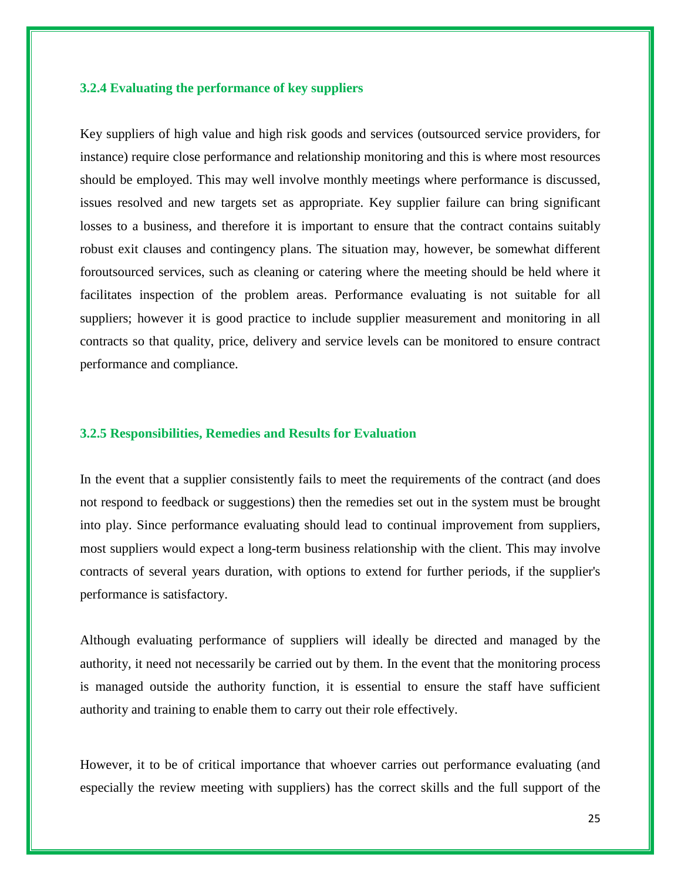### 3.2.4 Evaluating the performance of key suppliers

Key suppliers of high value and high risk goods and services (outsourced service providers, for instance) require close performance and relationship monitoring and this is where most resources should be employed. This may well involve monthly meetings where performance is discussed, issues resolved and new targets set as appropriate. Key supplier failure can bring significant losses to a business, and therefore it is important to ensure that the contract contains suitably robust exit clauses and contingency plans. The situation may, however, be somewhat different foroutsourced services, such as cleaning or catering where the meeting should be held where it facilitates inspection of the problem areas. Performance evaluating is not suitable for all suppliers; however it is good practice to include supplier measurement and monitoring in all contracts so that quality, price, delivery and service levels can be monitored to ensure contract performance and compliance.

### 3.2.5 Responsibilities, Remedies and Results for Evaluation

In the event that a supplier consistently fails to meet the requirements of the contract (and does not respond to feedback or suggestions) then the remedies set out in the system must be brought into play. Since performance evaluating should lead to continual improvement from suppliers, most suppliers would expect a long-term business relationship with the client. This may involve contracts of several years duration, with options to extend for further periods, if the supplier's performance is satisfactory.

Although evaluating performance of suppliers will ideally be directed and managed by the authority, it need not necessarily be carried out by them. In the event that the monitoring process is managed outside the authority function, it is essential to ensure the staff have sufficient authority and training to enable them to carry out their role effectively.

However, it to be of critical importance that whoever carries out performance evaluating (and especially the review meeting with suppliers) has the correct skills and the full support of the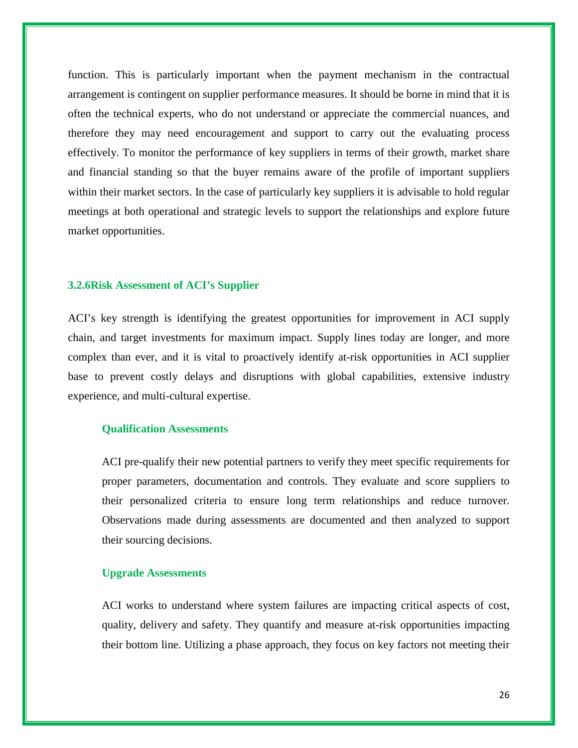function. This is particularly important when the payment mechanism in the contractual arrangement is contingent on supplier performance measures. It should be borne in mind that it is often the technical experts, who do not understand or appreciate the commercial nuances, and therefore they may need encouragement and support to carry out the evaluating process effectively. To monitor the performance of key suppliers in terms of their growth, market share and financial standing so that the buyer remains aware of the profile of important suppliers within their market sectors. In the case of particularly key suppliers it is advisable to hold regular meetings at both operational and strategic levels to support the relationships and explore future market opportunities.

### 3.2.6Risk Assessment of ACI's Supplier

ACI's key strength is identifying the greatest opportunities for improvement in ACI supply chain, and target investments for maximum impact. Supply lines today are longer, and more complex than ever, and it is vital to proactively identify at-risk opportunities in ACI supplier base to prevent costly delays and disruptions with global capabilities, extensive industry experience, and multi-cultural expertise.

#### Qualification Assessments

ACI pre-qualify their new potential partners to verify they meet specific requirements for proper parameters, documentation and controls. They evaluate and score suppliers to their personalized criteria to ensure long term relationships and reduce turnover. Observations made during assessments are documented and then analyzed to support their sourcing decisions.

#### Upgrade Assessments

ACI works to understand where system failures are impacting critical aspects of cost, quality, delivery and safety. They quantify and measure at-risk opportunities impacting their bottom line. Utilizing a phase approach, they focus on key factors not meeting their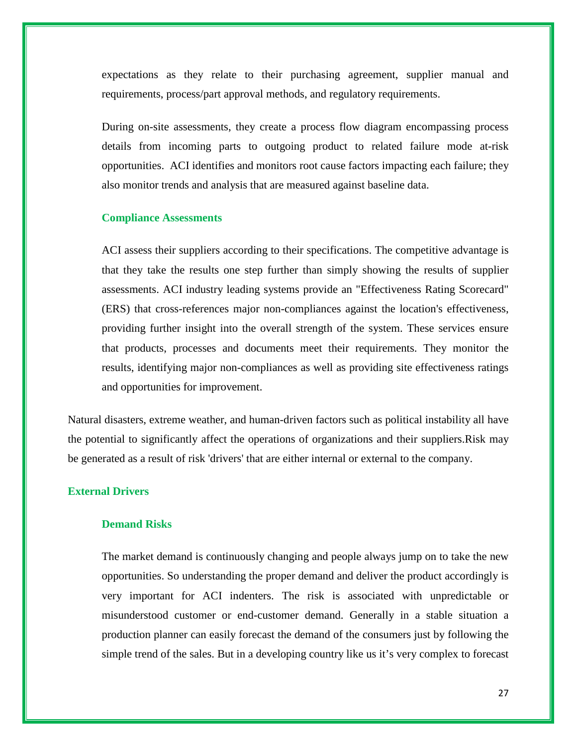expectations as they relate to their purchasing agreement, supplier manual and requirements, process/part approval methods, and regulatory requirements.

During on-site assessments, they create a process flow diagram encompassing process details from incoming parts to outgoing product to related failure mode at-risk opportunities. ACI identifies and monitors root cause factors impacting each failure; they also monitor trends and analysis that are measured against baseline data.

### Compliance Assessments

ACI assess their suppliers according to their specifications. The competitive advantage is that they take the results one step further than simply showing the results of supplier assessments. ACI industry leading systems provide an "Effectiveness Rating Scorecard" (ERS) that cross-references major non-compliances against the location's effectiveness, providing further insight into the overall strength of the system. These services ensure that products, processes and documents meet their requirements. They monitor the results, identifying major non-compliances as well as providing site effectiveness ratings and opportunities for improvement.

Natural disasters, extreme weather, and human-driven factors such as political instability all have the potential to significantly affect the operations of organizations and their suppliers.Risk may be generated as a result of risk 'drivers' that are either internal or external to the company.

## External Drivers

### Demand Risks

The market demand is continuously changing and people always jump on to take the new opportunities. So understanding the proper demand and deliver the product accordingly is very important for ACI indenters. The risk is associated with unpredictable or misunderstood customer or end-customer demand. Generally in a stable situation a production planner can easily forecast the demand of the consumers just by following the simple trend of the sales. But in a developing country like us it's very complex to forecast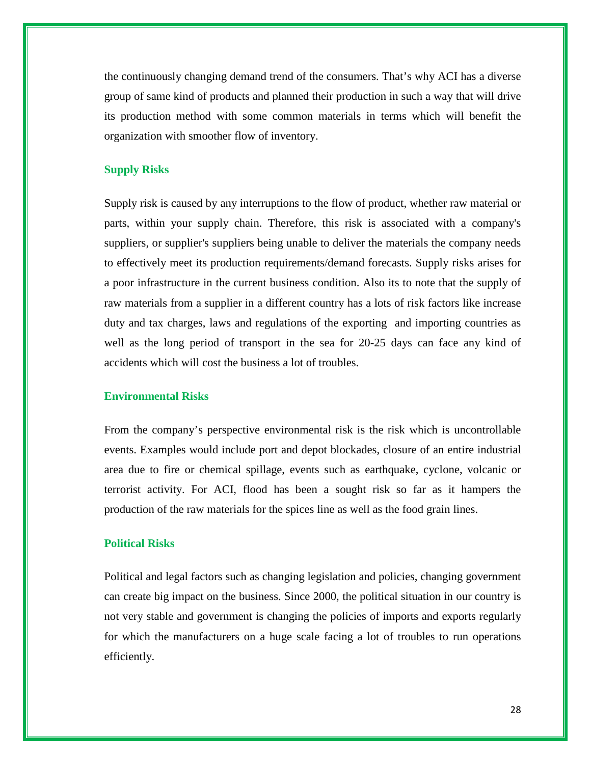the continuously changing demand trend of the consumers. That's why ACI has a diverse group of same kind of products and planned their production in such a way that will drive its production method with some common materials in terms which will benefit the organization with smoother flow of inventory.

### Supply Risks

Supply risk is caused by any interruptions to the flow of product, whether raw material or parts, within your supply chain. Therefore, this risk is associated with a company's suppliers, or supplier's suppliers being unable to deliver the materials the company needs to effectively meet its production requirements/demand forecasts. Supply risks arises for a poor infrastructure in the current business condition. Also its to note that the supply of raw materials from a supplier in a different country has a lots of risk factors like increase duty and tax charges, laws and regulations of the exporting and importing countries as well as the long period of transport in the sea for 20-25 days can face any kind of accidents which will cost the business a lot of troubles.

### Environmental Risks

From the company's perspective environmental risk is the risk which is uncontrollable events. Examples would include port and depot blockades, closure of an entire industrial area due to fire or chemical spillage, events such as earthquake, cyclone, volcanic or terrorist activity. For ACI, flood has been a sought risk so far as it hampers the production of the raw materials for the spices line as well as the food grain lines.

### Political Risks

Political and legal factors such as changing legislation and policies, changing government can create big impact on the business. Since 2000, the political situation in our country is not very stable and government is changing the policies of imports and exports regularly for which the manufacturers on a huge scale facing a lot of troubles to run operations efficiently.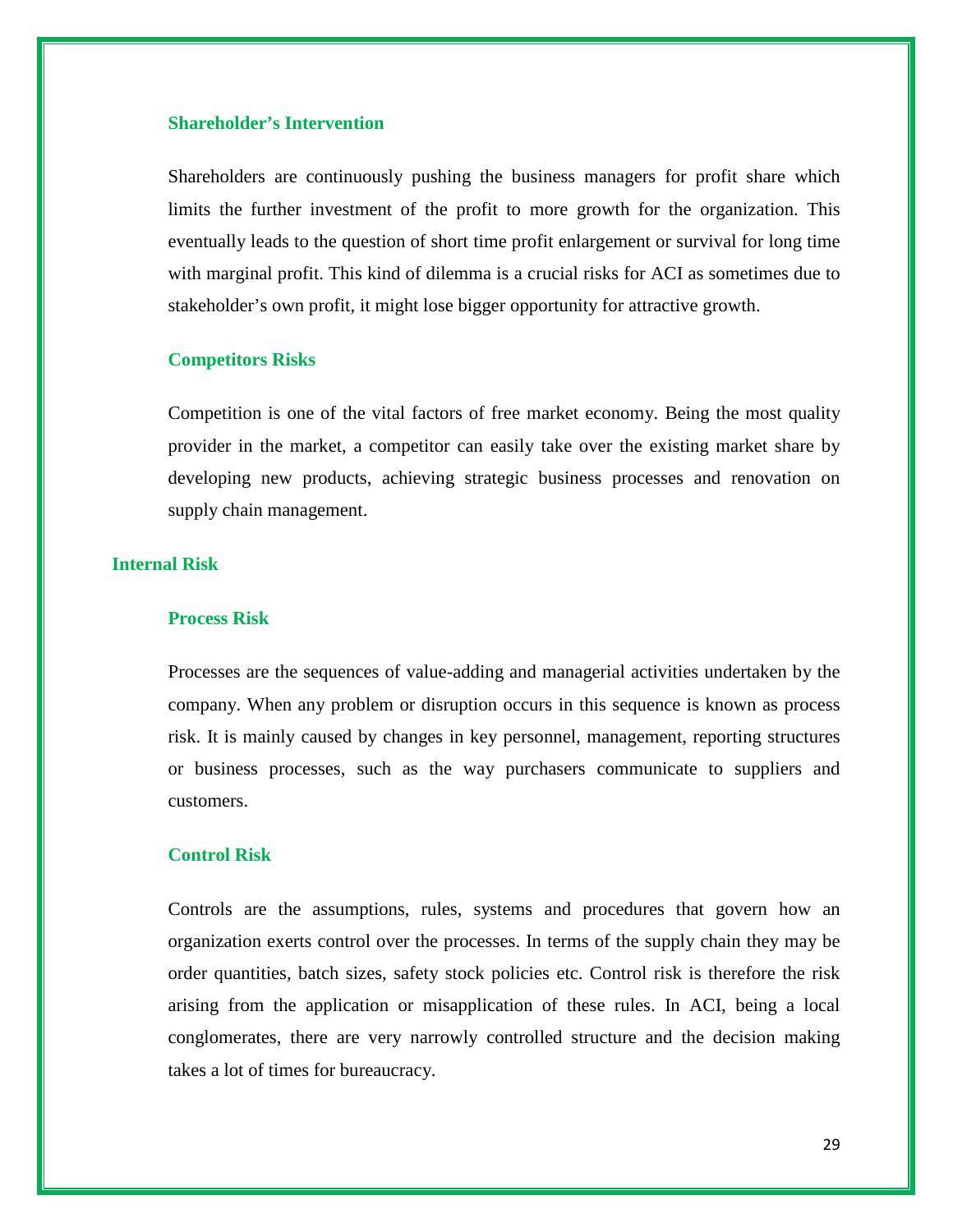### Shareholder's Intervention

Shareholders are continuously pushing the business managers for profit share which limits the further investment of the profit to more growth for the organization. This eventually leads to the question of short time profit enlargement or survival for long time with marginal profit. This kind of dilemma is a crucial risks for ACI as sometimes due to stakeholder's own profit, it might lose bigger opportunity for attractive growth.

### Competitors Risks

Competition is one of the vital factors of free market economy. Being the most quality provider in the market, a competitor can easily take over the existing market share by developing new products, achieving strategic business processes and renovation on supply chain management.

## Internal Risk

### Process Risk

Processes are the sequences of value-adding and managerial activities undertaken by the company. When any problem or disruption occurs in this sequence is known as process risk. It is mainly caused by changes in key personnel, management, reporting structures or business processes, such as the way purchasers communicate to suppliers and customers.

### Control Risk

Controls are the assumptions, rules, systems and procedures that govern how an organization exerts control over the processes. In terms of the supply chain they may be order quantities, batch sizes, safety stock policies etc. Control risk is therefore the risk arising from the application or misapplication of these rules. In ACI, being a local conglomerates, there are very narrowly controlled structure and the decision making takes a lot of times for bureaucracy.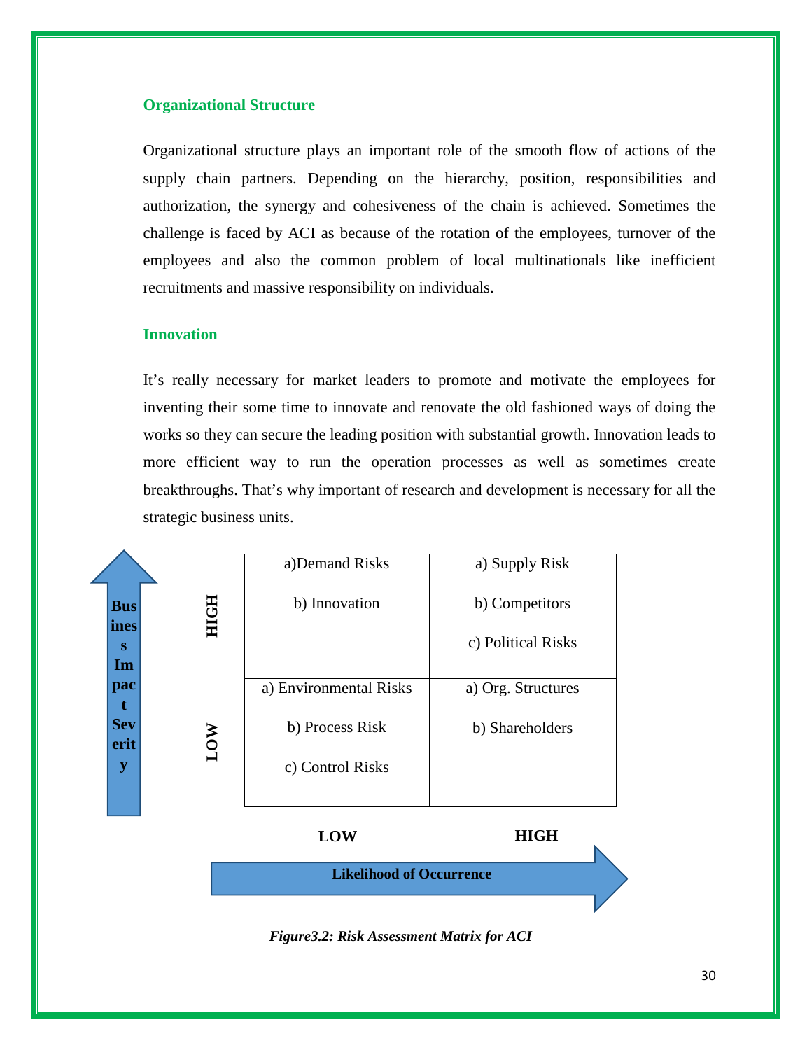### Organizational Structure

Organizational structure plays an important role of the smooth flow of actions of the supply chain partners. Depending on the hierarchy, position, responsibilities and authorization, the synergy and cohesiveness of the chain is achieved. Sometimes the challenge is faced by ACI as because of the rotation of the employees, turnover of the employees and also the common problem of local multinationals like inefficient recruitments and massive responsibility on individuals.

### Innovation

It's really necessary for market leaders to promote and motivate the employees for inventing their some time to innovate and renovate the old fashioned ways of doing the works so they can secure the leading position with substantial growth. Innovation leads to more efficient way to run the operation processes as well as sometimes create breakthroughs. That's why important of research and development is necessary for all the strategic business units.

| Business Impact Severity ↑ / Likelihood of Occurrence → | LOW | HIGH |
|---|---|---|
| **HIGH** | a) Demand Risks<br>b) Innovation | a) Supply Risk<br>b) Competitors<br>c) Political Risks |
| **LOW** | a) Environmental Risks<br>b) Process Risk<br>c) Control Risks | a) Org. Structures<br>b) Shareholders |

*Figure3.2: Risk Assessment Matrix for ACI*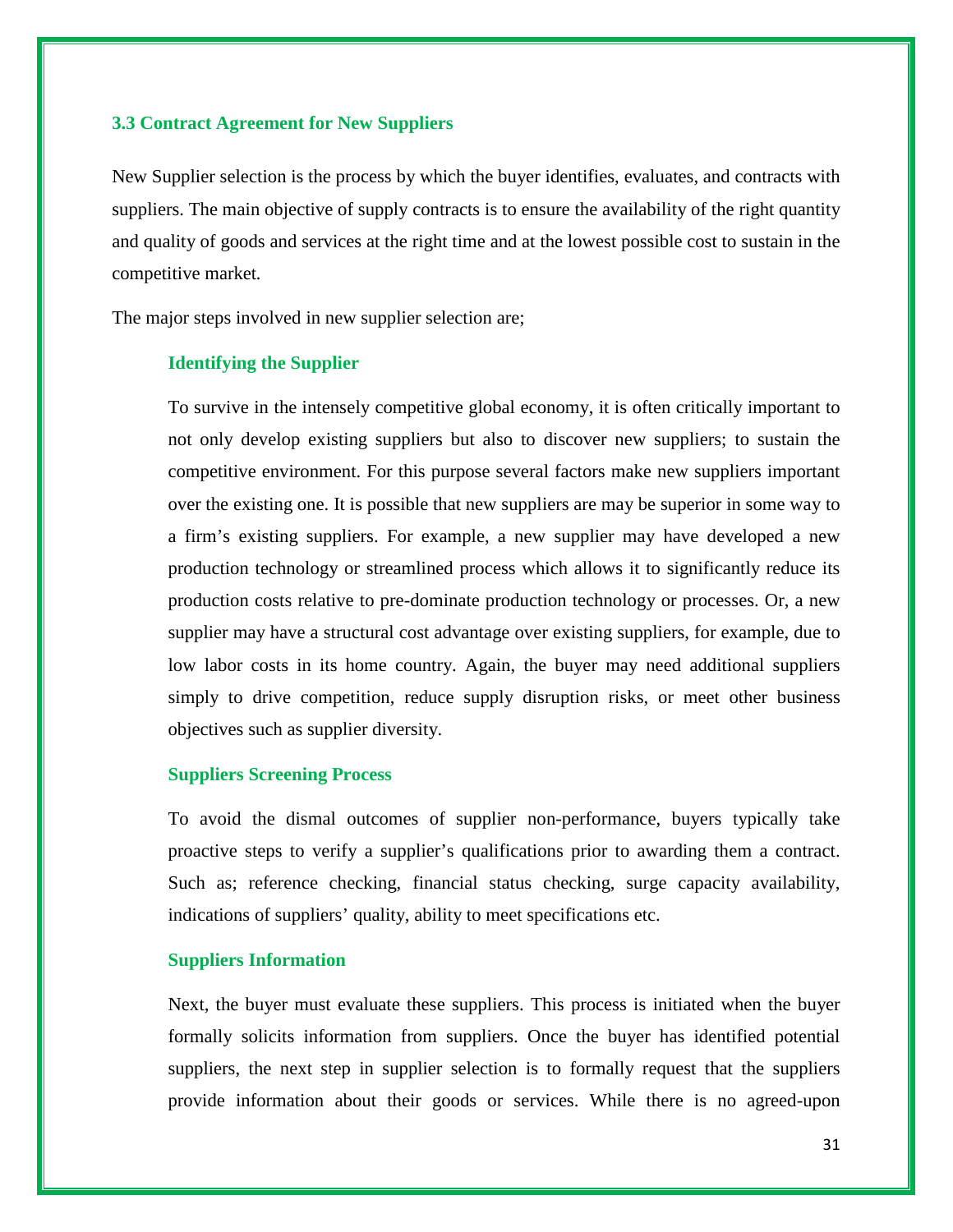### 3.3 Contract Agreement for New Suppliers

New Supplier selection is the process by which the buyer identifies, evaluates, and contracts with suppliers. The main objective of supply contracts is to ensure the availability of the right quantity and quality of goods and services at the right time and at the lowest possible cost to sustain in the competitive market.

The major steps involved in new supplier selection are;

#### Identifying the Supplier

To survive in the intensely competitive global economy, it is often critically important to not only develop existing suppliers but also to discover new suppliers; to sustain the competitive environment. For this purpose several factors make new suppliers important over the existing one. It is possible that new suppliers are may be superior in some way to a firm's existing suppliers. For example, a new supplier may have developed a new production technology or streamlined process which allows it to significantly reduce its production costs relative to pre-dominate production technology or processes. Or, a new supplier may have a structural cost advantage over existing suppliers, for example, due to low labor costs in its home country. Again, the buyer may need additional suppliers simply to drive competition, reduce supply disruption risks, or meet other business objectives such as supplier diversity.

#### Suppliers Screening Process

To avoid the dismal outcomes of supplier non-performance, buyers typically take proactive steps to verify a supplier's qualifications prior to awarding them a contract. Such as; reference checking, financial status checking, surge capacity availability, indications of suppliers' quality, ability to meet specifications etc.

#### Suppliers Information

Next, the buyer must evaluate these suppliers. This process is initiated when the buyer formally solicits information from suppliers. Once the buyer has identified potential suppliers, the next step in supplier selection is to formally request that the suppliers provide information about their goods or services. While there is no agreed-upon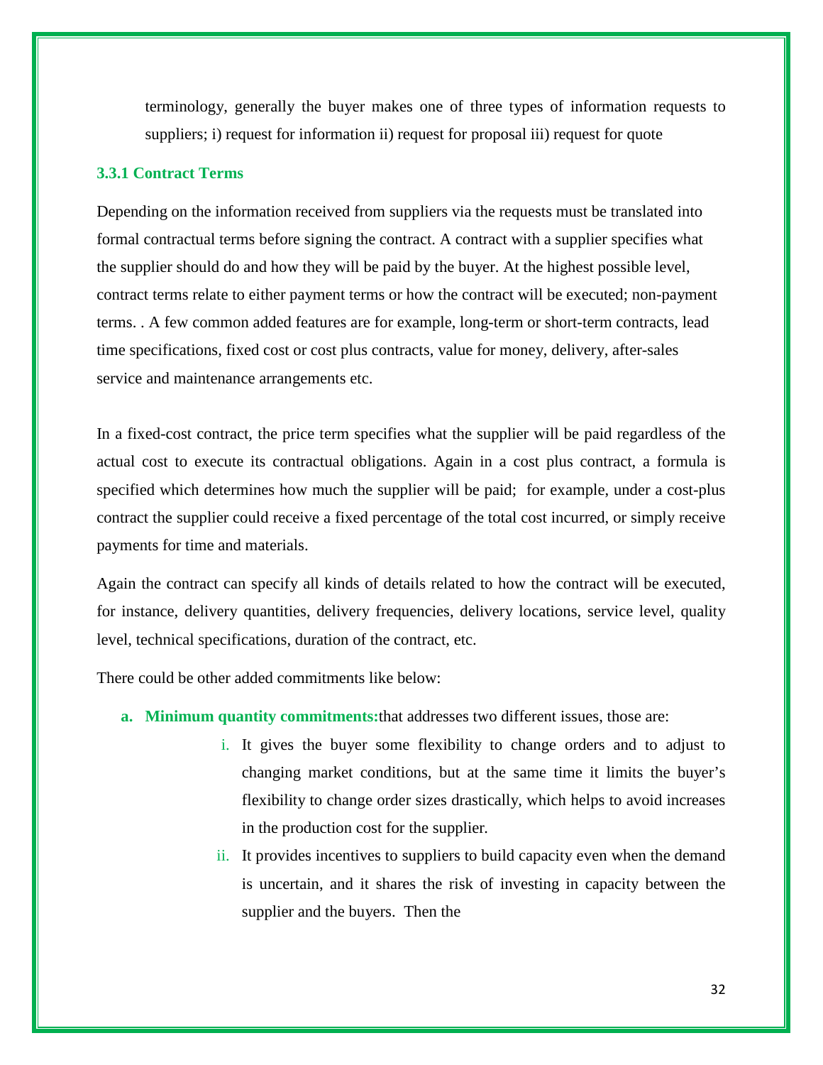terminology, generally the buyer makes one of three types of information requests to suppliers; i) request for information ii) request for proposal iii) request for quote

### 3.3.1 Contract Terms

Depending on the information received from suppliers via the requests must be translated into formal contractual terms before signing the contract. A contract with a supplier specifies what the supplier should do and how they will be paid by the buyer. At the highest possible level, contract terms relate to either payment terms or how the contract will be executed; non-payment terms. . A few common added features are for example, long-term or short-term contracts, lead time specifications, fixed cost or cost plus contracts, value for money, delivery, after-sales service and maintenance arrangements etc.

In a fixed-cost contract, the price term specifies what the supplier will be paid regardless of the actual cost to execute its contractual obligations. Again in a cost plus contract, a formula is specified which determines how much the supplier will be paid; for example, under a cost-plus contract the supplier could receive a fixed percentage of the total cost incurred, or simply receive payments for time and materials.

Again the contract can specify all kinds of details related to how the contract will be executed, for instance, delivery quantities, delivery frequencies, delivery locations, service level, quality level, technical specifications, duration of the contract, etc.

There could be other added commitments like below:

a. **Minimum quantity commitments:**that addresses two different issues, those are:
   i. It gives the buyer some flexibility to change orders and to adjust to changing market conditions, but at the same time it limits the buyer's flexibility to change order sizes drastically, which helps to avoid increases in the production cost for the supplier.
   ii. It provides incentives to suppliers to build capacity even when the demand is uncertain, and it shares the risk of investing in capacity between the supplier and the buyers. Then the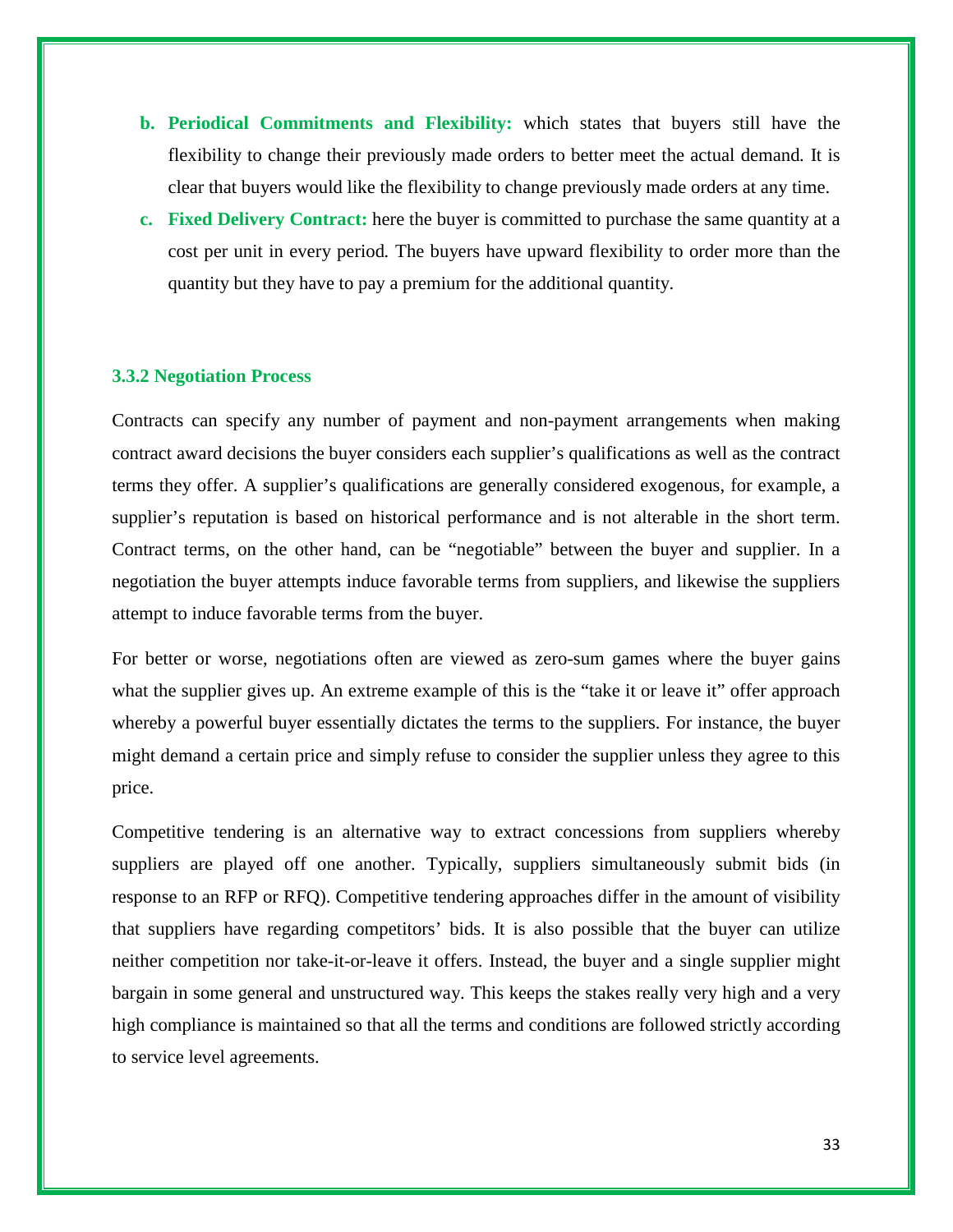b. **Periodical Commitments and Flexibility:** which states that buyers still have the flexibility to change their previously made orders to better meet the actual demand. It is clear that buyers would like the flexibility to change previously made orders at any time.
c. **Fixed Delivery Contract:** here the buyer is committed to purchase the same quantity at a cost per unit in every period. The buyers have upward flexibility to order more than the quantity but they have to pay a premium for the additional quantity.

### 3.3.2 Negotiation Process

Contracts can specify any number of payment and non-payment arrangements when making contract award decisions the buyer considers each supplier's qualifications as well as the contract terms they offer. A supplier's qualifications are generally considered exogenous, for example, a supplier's reputation is based on historical performance and is not alterable in the short term. Contract terms, on the other hand, can be "negotiable" between the buyer and supplier. In a negotiation the buyer attempts induce favorable terms from suppliers, and likewise the suppliers attempt to induce favorable terms from the buyer.

For better or worse, negotiations often are viewed as zero-sum games where the buyer gains what the supplier gives up. An extreme example of this is the "take it or leave it" offer approach whereby a powerful buyer essentially dictates the terms to the suppliers. For instance, the buyer might demand a certain price and simply refuse to consider the supplier unless they agree to this price.

Competitive tendering is an alternative way to extract concessions from suppliers whereby suppliers are played off one another. Typically, suppliers simultaneously submit bids (in response to an RFP or RFQ). Competitive tendering approaches differ in the amount of visibility that suppliers have regarding competitors' bids. It is also possible that the buyer can utilize neither competition nor take-it-or-leave it offers. Instead, the buyer and a single supplier might bargain in some general and unstructured way. This keeps the stakes really very high and a very high compliance is maintained so that all the terms and conditions are followed strictly according to service level agreements.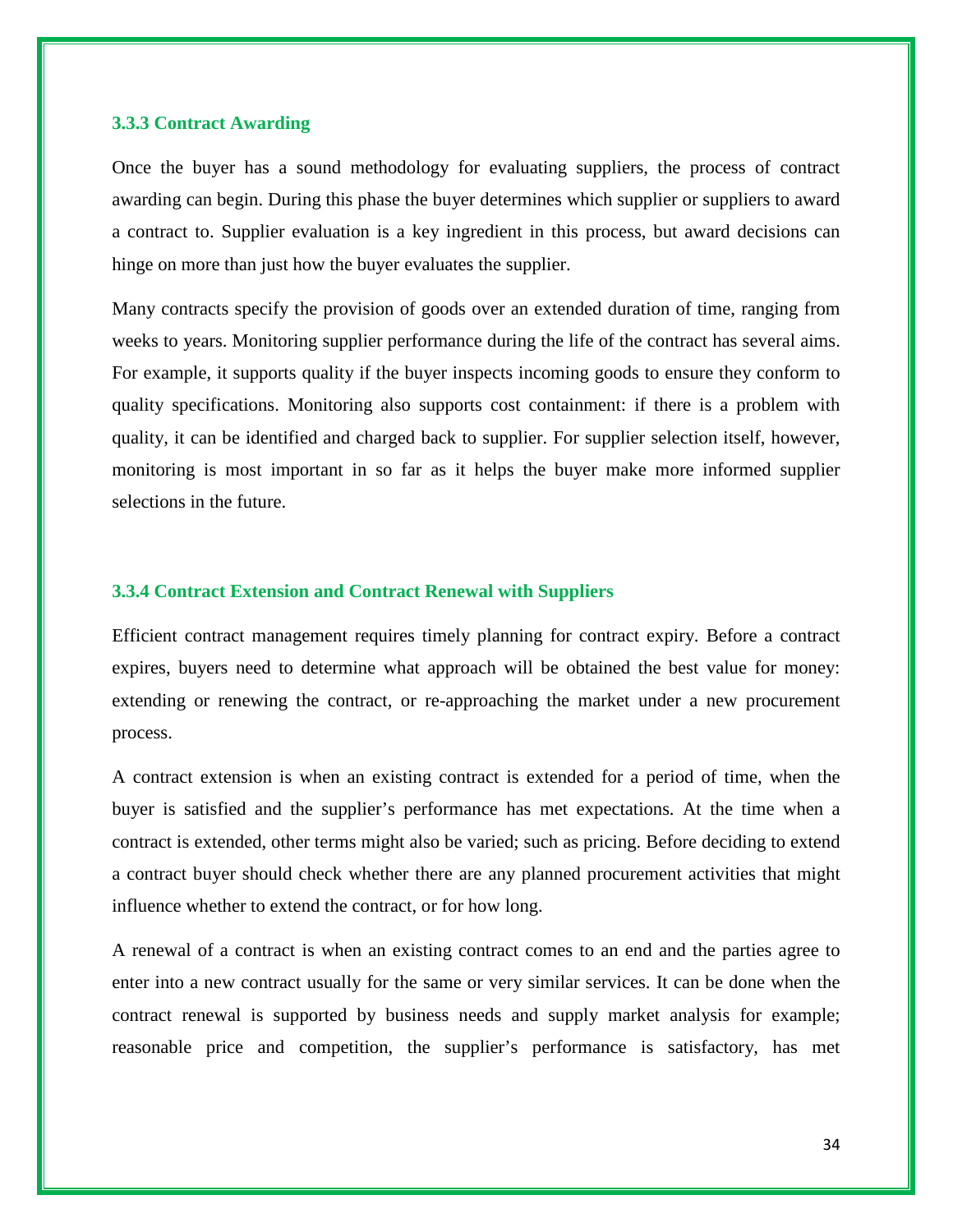### 3.3.3 Contract Awarding

Once the buyer has a sound methodology for evaluating suppliers, the process of contract awarding can begin. During this phase the buyer determines which supplier or suppliers to award a contract to. Supplier evaluation is a key ingredient in this process, but award decisions can hinge on more than just how the buyer evaluates the supplier.

Many contracts specify the provision of goods over an extended duration of time, ranging from weeks to years. Monitoring supplier performance during the life of the contract has several aims. For example, it supports quality if the buyer inspects incoming goods to ensure they conform to quality specifications. Monitoring also supports cost containment: if there is a problem with quality, it can be identified and charged back to supplier. For supplier selection itself, however, monitoring is most important in so far as it helps the buyer make more informed supplier selections in the future.

### 3.3.4 Contract Extension and Contract Renewal with Suppliers

Efficient contract management requires timely planning for contract expiry. Before a contract expires, buyers need to determine what approach will be obtained the best value for money: extending or renewing the contract, or re-approaching the market under a new procurement process.

A contract extension is when an existing contract is extended for a period of time, when the buyer is satisfied and the supplier's performance has met expectations. At the time when a contract is extended, other terms might also be varied; such as pricing. Before deciding to extend a contract buyer should check whether there are any planned procurement activities that might influence whether to extend the contract, or for how long.

A renewal of a contract is when an existing contract comes to an end and the parties agree to enter into a new contract usually for the same or very similar services. It can be done when the contract renewal is supported by business needs and supply market analysis for example; reasonable price and competition, the supplier's performance is satisfactory, has met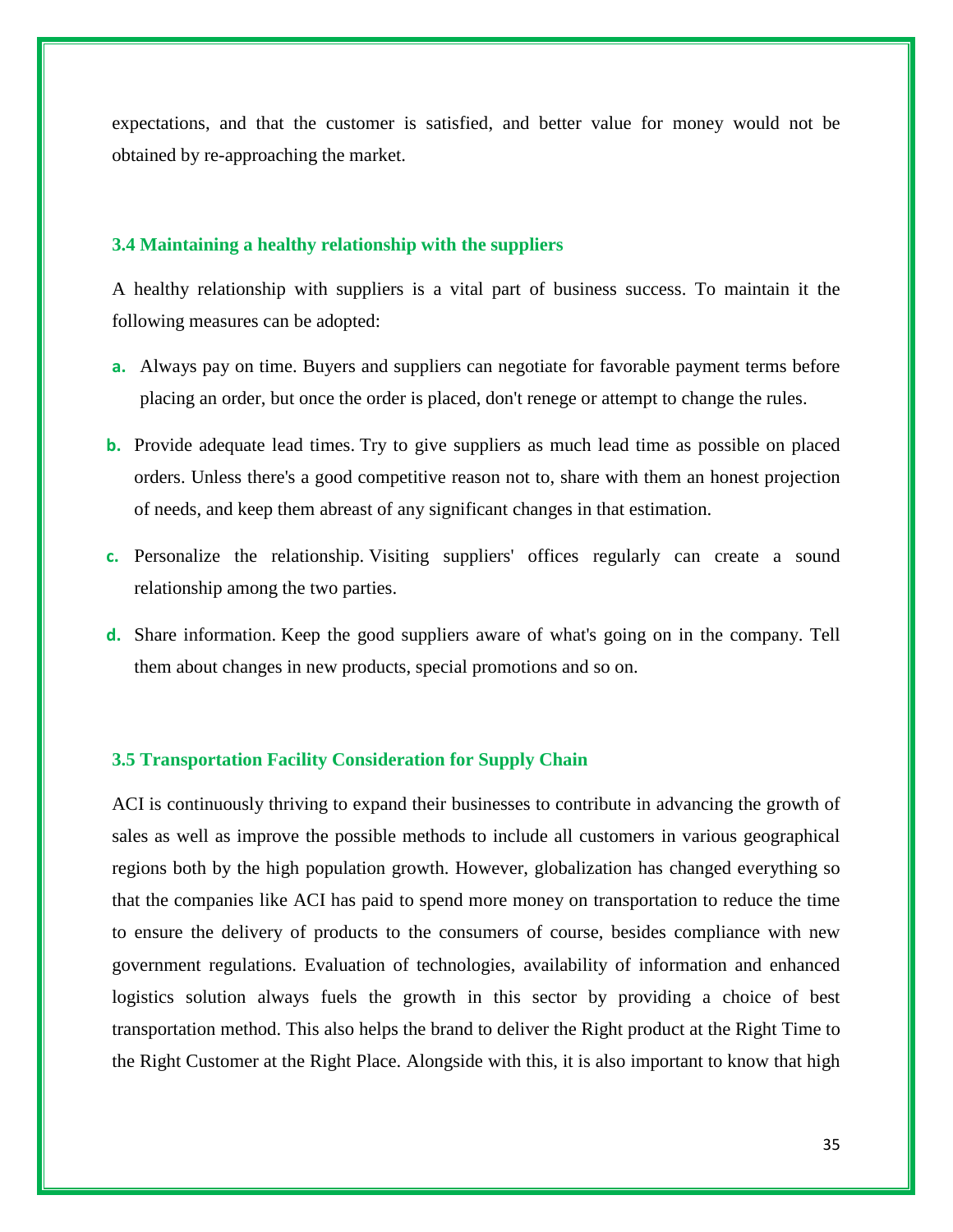expectations, and that the customer is satisfied, and better value for money would not be obtained by re-approaching the market.

### 3.4 Maintaining a healthy relationship with the suppliers

A healthy relationship with suppliers is a vital part of business success. To maintain it the following measures can be adopted:

a. Always pay on time. Buyers and suppliers can negotiate for favorable payment terms before placing an order, but once the order is placed, don't renege or attempt to change the rules.

b. Provide adequate lead times. Try to give suppliers as much lead time as possible on placed orders. Unless there's a good competitive reason not to, share with them an honest projection of needs, and keep them abreast of any significant changes in that estimation.

c. Personalize the relationship. Visiting suppliers' offices regularly can create a sound relationship among the two parties.

d. Share information. Keep the good suppliers aware of what's going on in the company. Tell them about changes in new products, special promotions and so on.

### 3.5 Transportation Facility Consideration for Supply Chain

ACI is continuously thriving to expand their businesses to contribute in advancing the growth of sales as well as improve the possible methods to include all customers in various geographical regions both by the high population growth. However, globalization has changed everything so that the companies like ACI has paid to spend more money on transportation to reduce the time to ensure the delivery of products to the consumers of course, besides compliance with new government regulations. Evaluation of technologies, availability of information and enhanced logistics solution always fuels the growth in this sector by providing a choice of best transportation method. This also helps the brand to deliver the Right product at the Right Time to the Right Customer at the Right Place. Alongside with this, it is also important to know that high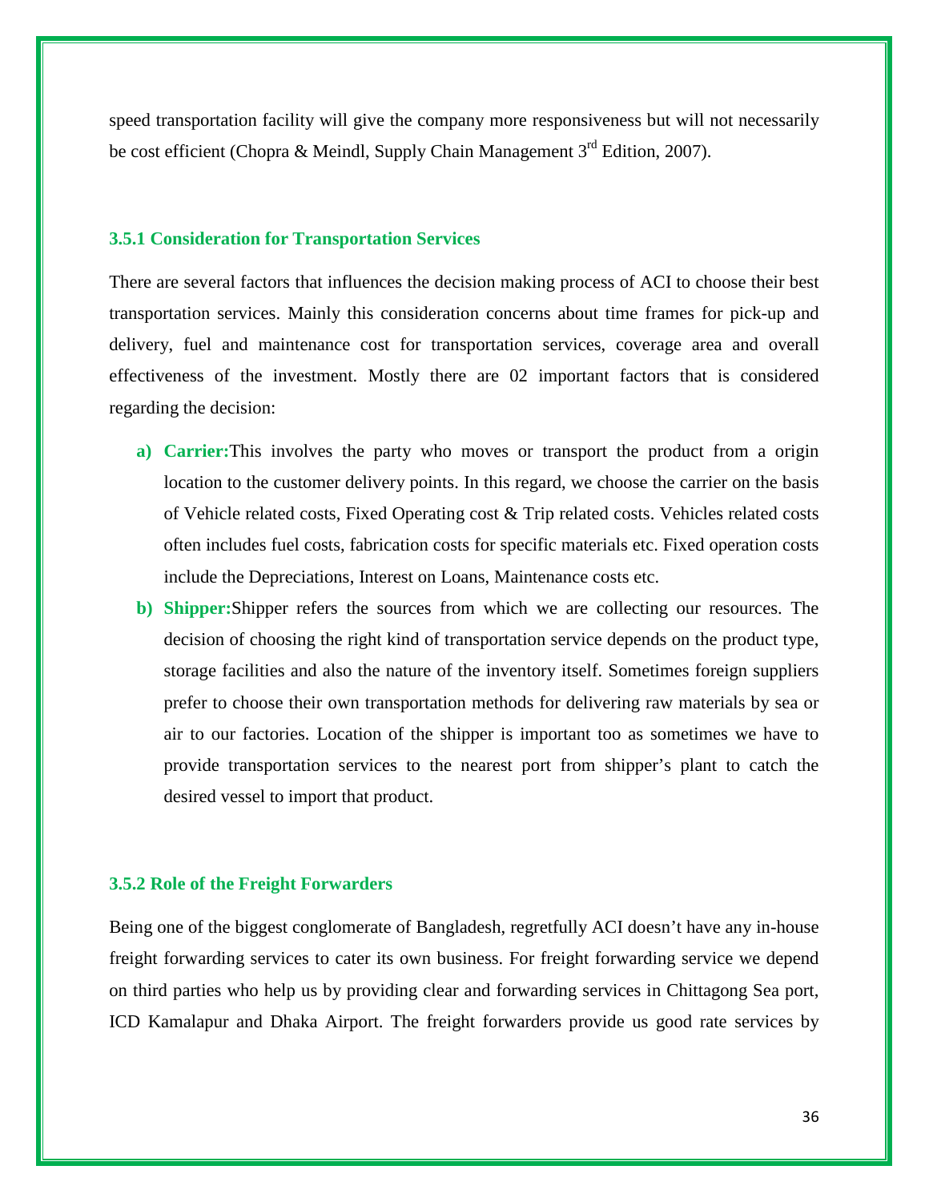speed transportation facility will give the company more responsiveness but will not necessarily be cost efficient (Chopra & Meindl, Supply Chain Management 3rd Edition, 2007).

### 3.5.1 Consideration for Transportation Services

There are several factors that influences the decision making process of ACI to choose their best transportation services. Mainly this consideration concerns about time frames for pick-up and delivery, fuel and maintenance cost for transportation services, coverage area and overall effectiveness of the investment. Mostly there are 02 important factors that is considered regarding the decision:

a) **Carrier:**This involves the party who moves or transport the product from a origin location to the customer delivery points. In this regard, we choose the carrier on the basis of Vehicle related costs, Fixed Operating cost & Trip related costs. Vehicles related costs often includes fuel costs, fabrication costs for specific materials etc. Fixed operation costs include the Depreciations, Interest on Loans, Maintenance costs etc.

b) **Shipper:**Shipper refers the sources from which we are collecting our resources. The decision of choosing the right kind of transportation service depends on the product type, storage facilities and also the nature of the inventory itself. Sometimes foreign suppliers prefer to choose their own transportation methods for delivering raw materials by sea or air to our factories. Location of the shipper is important too as sometimes we have to provide transportation services to the nearest port from shipper's plant to catch the desired vessel to import that product.

### 3.5.2 Role of the Freight Forwarders

Being one of the biggest conglomerate of Bangladesh, regretfully ACI doesn't have any in-house freight forwarding services to cater its own business. For freight forwarding service we depend on third parties who help us by providing clear and forwarding services in Chittagong Sea port, ICD Kamalapur and Dhaka Airport. The freight forwarders provide us good rate services by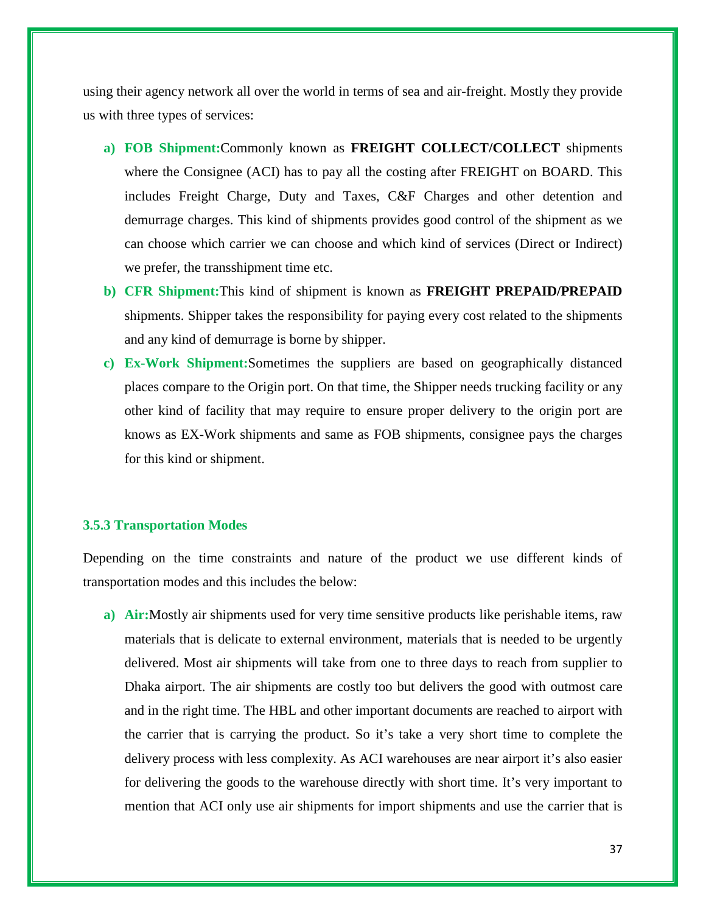using their agency network all over the world in terms of sea and air-freight. Mostly they provide us with three types of services:

a) **FOB Shipment:**Commonly known as **FREIGHT COLLECT/COLLECT** shipments where the Consignee (ACI) has to pay all the costing after FREIGHT on BOARD. This includes Freight Charge, Duty and Taxes, C&F Charges and other detention and demurrage charges. This kind of shipments provides good control of the shipment as we can choose which carrier we can choose and which kind of services (Direct or Indirect) we prefer, the transshipment time etc.
b) **CFR Shipment:**This kind of shipment is known as **FREIGHT PREPAID/PREPAID** shipments. Shipper takes the responsibility for paying every cost related to the shipments and any kind of demurrage is borne by shipper.
c) **Ex-Work Shipment:**Sometimes the suppliers are based on geographically distanced places compare to the Origin port. On that time, the Shipper needs trucking facility or any other kind of facility that may require to ensure proper delivery to the origin port are knows as EX-Work shipments and same as FOB shipments, consignee pays the charges for this kind or shipment.

### 3.5.3 Transportation Modes

Depending on the time constraints and nature of the product we use different kinds of transportation modes and this includes the below:

a) **Air:**Mostly air shipments used for very time sensitive products like perishable items, raw materials that is delicate to external environment, materials that is needed to be urgently delivered. Most air shipments will take from one to three days to reach from supplier to Dhaka airport. The air shipments are costly too but delivers the good with outmost care and in the right time. The HBL and other important documents are reached to airport with the carrier that is carrying the product. So it's take a very short time to complete the delivery process with less complexity. As ACI warehouses are near airport it's also easier for delivering the goods to the warehouse directly with short time. It's very important to mention that ACI only use air shipments for import shipments and use the carrier that is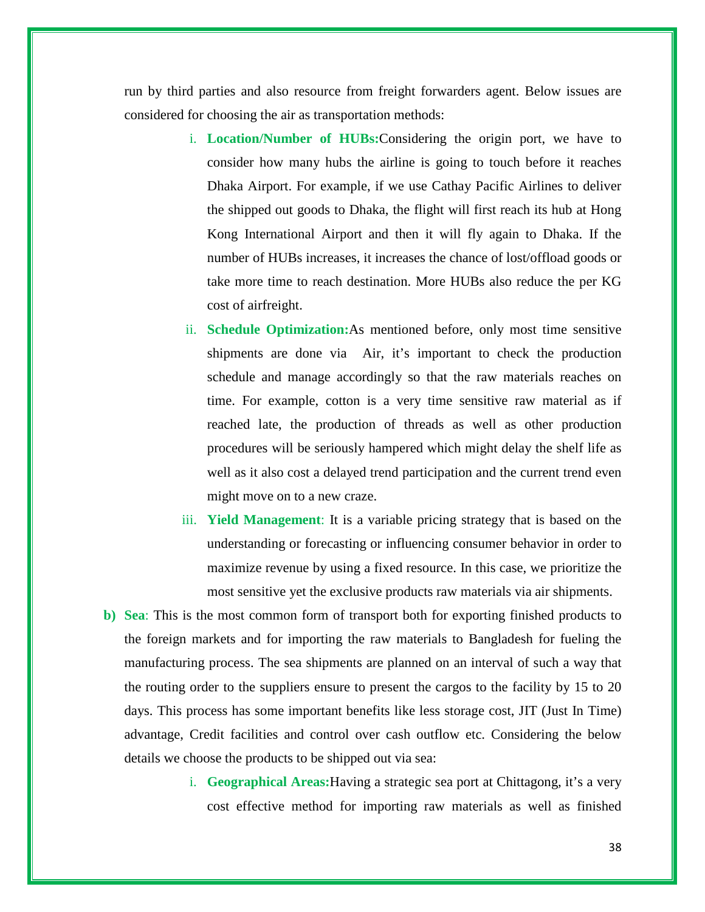run by third parties and also resource from freight forwarders agent. Below issues are considered for choosing the air as transportation methods:

i. **Location/Number of HUBs:**Considering the origin port, we have to consider how many hubs the airline is going to touch before it reaches Dhaka Airport. For example, if we use Cathay Pacific Airlines to deliver the shipped out goods to Dhaka, the flight will first reach its hub at Hong Kong International Airport and then it will fly again to Dhaka. If the number of HUBs increases, it increases the chance of lost/offload goods or take more time to reach destination. More HUBs also reduce the per KG cost of airfreight.

ii. **Schedule Optimization:**As mentioned before, only most time sensitive shipments are done via Air, it's important to check the production schedule and manage accordingly so that the raw materials reaches on time. For example, cotton is a very time sensitive raw material as if reached late, the production of threads as well as other production procedures will be seriously hampered which might delay the shelf life as well as it also cost a delayed trend participation and the current trend even might move on to a new craze.

iii. **Yield Management**: It is a variable pricing strategy that is based on the understanding or forecasting or influencing consumer behavior in order to maximize revenue by using a fixed resource. In this case, we prioritize the most sensitive yet the exclusive products raw materials via air shipments.

**b) Sea**: This is the most common form of transport both for exporting finished products to the foreign markets and for importing the raw materials to Bangladesh for fueling the manufacturing process. The sea shipments are planned on an interval of such a way that the routing order to the suppliers ensure to present the cargos to the facility by 15 to 20 days. This process has some important benefits like less storage cost, JIT (Just In Time) advantage, Credit facilities and control over cash outflow etc. Considering the below details we choose the products to be shipped out via sea:

i. **Geographical Areas:**Having a strategic sea port at Chittagong, it's a very cost effective method for importing raw materials as well as finished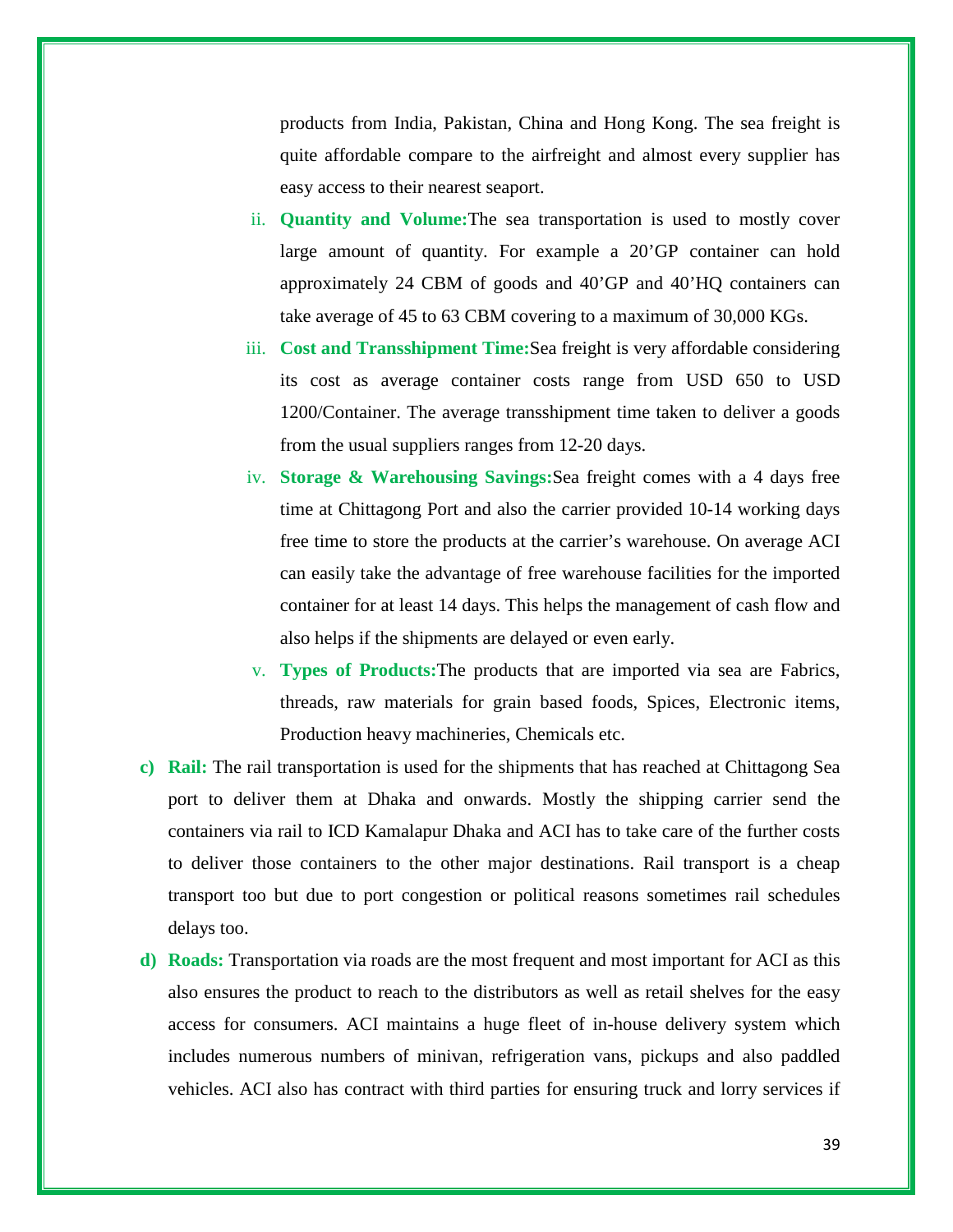products from India, Pakistan, China and Hong Kong. The sea freight is quite affordable compare to the airfreight and almost every supplier has easy access to their nearest seaport.

ii. **Quantity and Volume:**The sea transportation is used to mostly cover large amount of quantity. For example a 20'GP container can hold approximately 24 CBM of goods and 40'GP and 40'HQ containers can take average of 45 to 63 CBM covering to a maximum of 30,000 KGs.

iii. **Cost and Transshipment Time:**Sea freight is very affordable considering its cost as average container costs range from USD 650 to USD 1200/Container. The average transshipment time taken to deliver a goods from the usual suppliers ranges from 12-20 days.

iv. **Storage & Warehousing Savings:**Sea freight comes with a 4 days free time at Chittagong Port and also the carrier provided 10-14 working days free time to store the products at the carrier's warehouse. On average ACI can easily take the advantage of free warehouse facilities for the imported container for at least 14 days. This helps the management of cash flow and also helps if the shipments are delayed or even early.

v. **Types of Products:**The products that are imported via sea are Fabrics, threads, raw materials for grain based foods, Spices, Electronic items, Production heavy machineries, Chemicals etc.

c) **Rail:** The rail transportation is used for the shipments that has reached at Chittagong Sea port to deliver them at Dhaka and onwards. Mostly the shipping carrier send the containers via rail to ICD Kamalapur Dhaka and ACI has to take care of the further costs to deliver those containers to the other major destinations. Rail transport is a cheap transport too but due to port congestion or political reasons sometimes rail schedules delays too.

d) **Roads:** Transportation via roads are the most frequent and most important for ACI as this also ensures the product to reach to the distributors as well as retail shelves for the easy access for consumers. ACI maintains a huge fleet of in-house delivery system which includes numerous numbers of minivan, refrigeration vans, pickups and also paddled vehicles. ACI also has contract with third parties for ensuring truck and lorry services if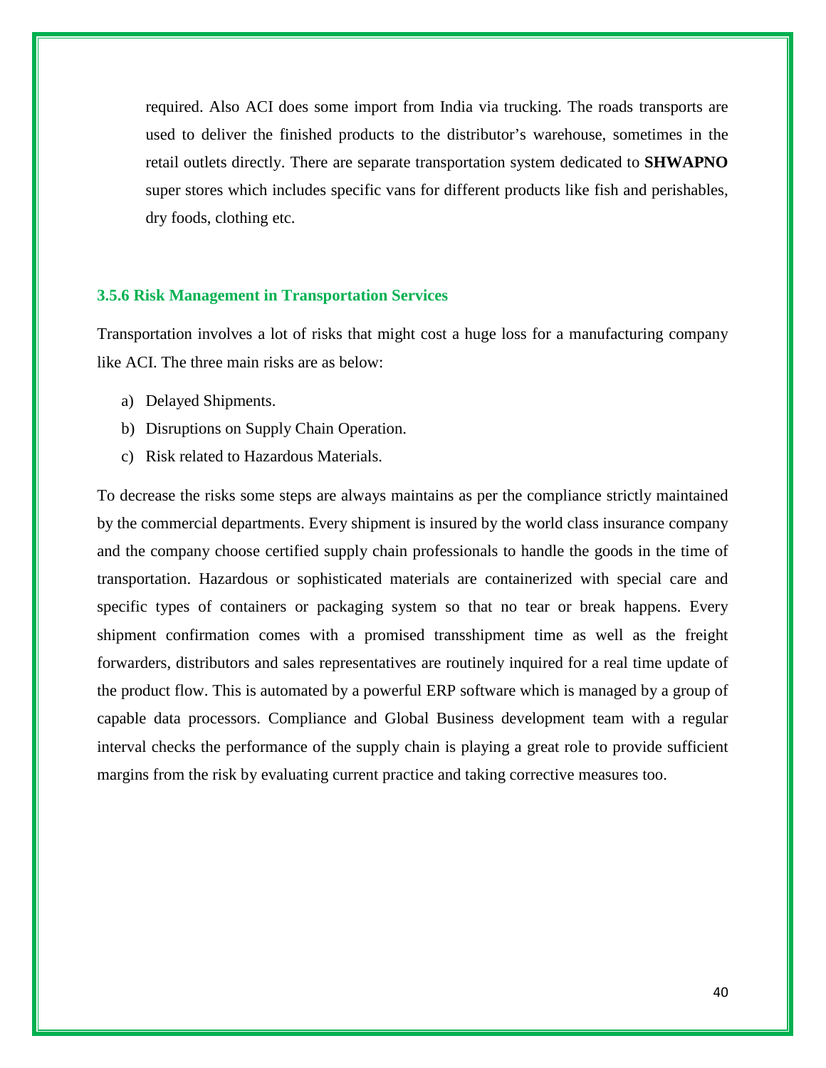required. Also ACI does some import from India via trucking. The roads transports are used to deliver the finished products to the distributor's warehouse, sometimes in the retail outlets directly. There are separate transportation system dedicated to **SHWAPNO** super stores which includes specific vans for different products like fish and perishables, dry foods, clothing etc.

### 3.5.6 Risk Management in Transportation Services

Transportation involves a lot of risks that might cost a huge loss for a manufacturing company like ACI. The three main risks are as below:

a) Delayed Shipments.
b) Disruptions on Supply Chain Operation.
c) Risk related to Hazardous Materials.

To decrease the risks some steps are always maintains as per the compliance strictly maintained by the commercial departments. Every shipment is insured by the world class insurance company and the company choose certified supply chain professionals to handle the goods in the time of transportation. Hazardous or sophisticated materials are containerized with special care and specific types of containers or packaging system so that no tear or break happens. Every shipment confirmation comes with a promised transshipment time as well as the freight forwarders, distributors and sales representatives are routinely inquired for a real time update of the product flow. This is automated by a powerful ERP software which is managed by a group of capable data processors. Compliance and Global Business development team with a regular interval checks the performance of the supply chain is playing a great role to provide sufficient margins from the risk by evaluating current practice and taking corrective measures too.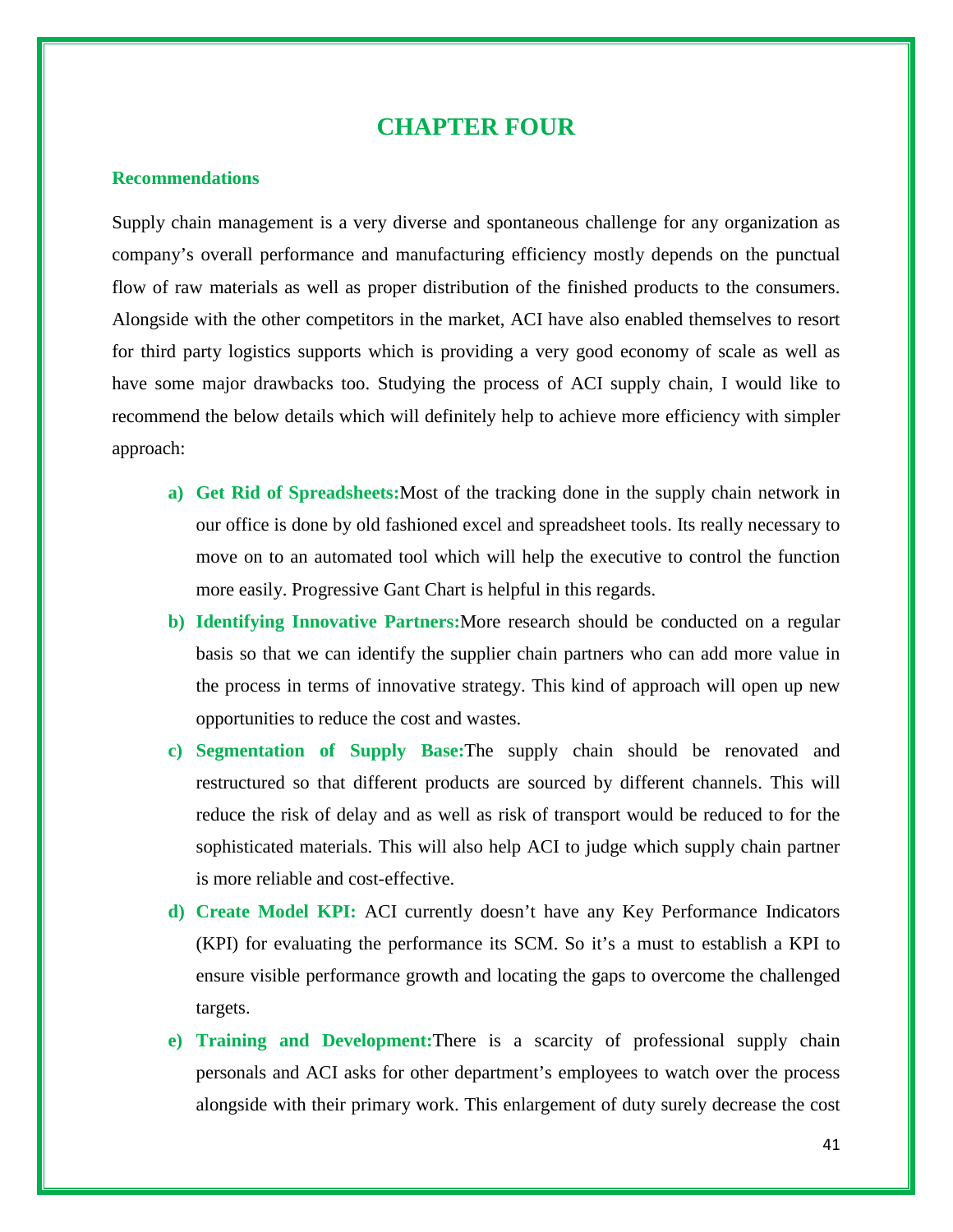# CHAPTER FOUR

## Recommendations

Supply chain management is a very diverse and spontaneous challenge for any organization as company's overall performance and manufacturing efficiency mostly depends on the punctual flow of raw materials as well as proper distribution of the finished products to the consumers. Alongside with the other competitors in the market, ACI have also enabled themselves to resort for third party logistics supports which is providing a very good economy of scale as well as have some major drawbacks too. Studying the process of ACI supply chain, I would like to recommend the below details which will definitely help to achieve more efficiency with simpler approach:

a) **Get Rid of Spreadsheets:**Most of the tracking done in the supply chain network in our office is done by old fashioned excel and spreadsheet tools. Its really necessary to move on to an automated tool which will help the executive to control the function more easily. Progressive Gant Chart is helpful in this regards.

b) **Identifying Innovative Partners:**More research should be conducted on a regular basis so that we can identify the supplier chain partners who can add more value in the process in terms of innovative strategy. This kind of approach will open up new opportunities to reduce the cost and wastes.

c) **Segmentation of Supply Base:**The supply chain should be renovated and restructured so that different products are sourced by different channels. This will reduce the risk of delay and as well as risk of transport would be reduced to for the sophisticated materials. This will also help ACI to judge which supply chain partner is more reliable and cost-effective.

d) **Create Model KPI:** ACI currently doesn't have any Key Performance Indicators (KPI) for evaluating the performance its SCM. So it's a must to establish a KPI to ensure visible performance growth and locating the gaps to overcome the challenged targets.

e) **Training and Development:**There is a scarcity of professional supply chain personals and ACI asks for other department's employees to watch over the process alongside with their primary work. This enlargement of duty surely decrease the cost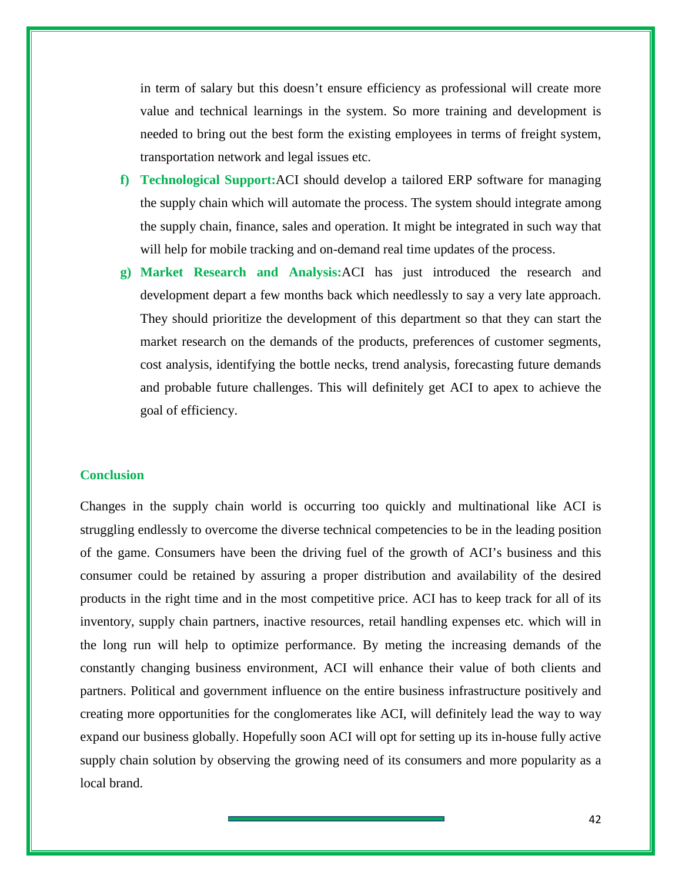in term of salary but this doesn't ensure efficiency as professional will create more value and technical learnings in the system. So more training and development is needed to bring out the best form the existing employees in terms of freight system, transportation network and legal issues etc.

f) **Technological Support:**ACI should develop a tailored ERP software for managing the supply chain which will automate the process. The system should integrate among the supply chain, finance, sales and operation. It might be integrated in such way that will help for mobile tracking and on-demand real time updates of the process.

g) **Market Research and Analysis:**ACI has just introduced the research and development depart a few months back which needlessly to say a very late approach. They should prioritize the development of this department so that they can start the market research on the demands of the products, preferences of customer segments, cost analysis, identifying the bottle necks, trend analysis, forecasting future demands and probable future challenges. This will definitely get ACI to apex to achieve the goal of efficiency.

## Conclusion

Changes in the supply chain world is occurring too quickly and multinational like ACI is struggling endlessly to overcome the diverse technical competencies to be in the leading position of the game. Consumers have been the driving fuel of the growth of ACI's business and this consumer could be retained by assuring a proper distribution and availability of the desired products in the right time and in the most competitive price. ACI has to keep track for all of its inventory, supply chain partners, inactive resources, retail handling expenses etc. which will in the long run will help to optimize performance. By meting the increasing demands of the constantly changing business environment, ACI will enhance their value of both clients and partners. Political and government influence on the entire business infrastructure positively and creating more opportunities for the conglomerates like ACI, will definitely lead the way to way expand our business globally. Hopefully soon ACI will opt for setting up its in-house fully active supply chain solution by observing the growing need of its consumers and more popularity as a local brand.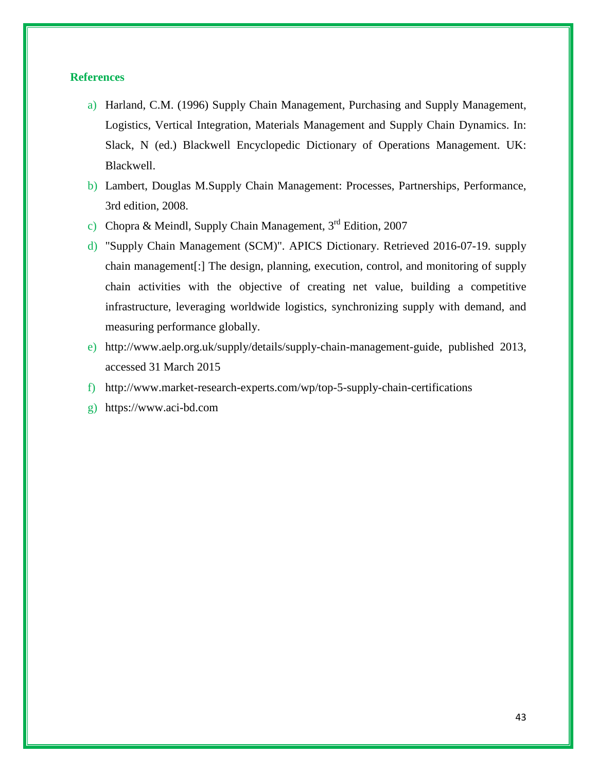## References

a) Harland, C.M. (1996) Supply Chain Management, Purchasing and Supply Management, Logistics, Vertical Integration, Materials Management and Supply Chain Dynamics. In: Slack, N (ed.) Blackwell Encyclopedic Dictionary of Operations Management. UK: Blackwell.

b) Lambert, Douglas M.Supply Chain Management: Processes, Partnerships, Performance, 3rd edition, 2008.

c) Chopra & Meindl, Supply Chain Management, 3rd Edition, 2007

d) "Supply Chain Management (SCM)". APICS Dictionary. Retrieved 2016-07-19. supply chain management[:] The design, planning, execution, control, and monitoring of supply chain activities with the objective of creating net value, building a competitive infrastructure, leveraging worldwide logistics, synchronizing supply with demand, and measuring performance globally.

e) http://www.aelp.org.uk/supply/details/supply-chain-management-guide, published 2013, accessed 31 March 2015

f) http://www.market-research-experts.com/wp/top-5-supply-chain-certifications

g) https://www.aci-bd.com